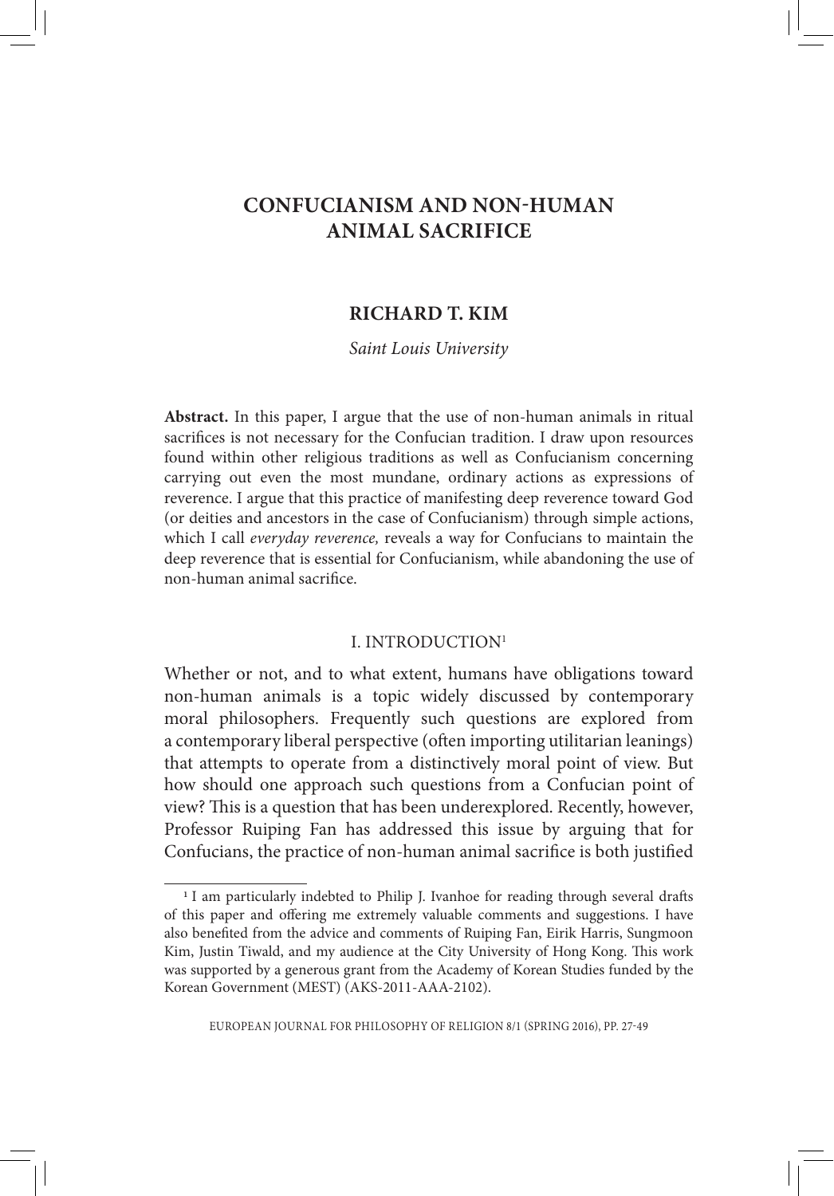# CONFUCIANISM AND NON-HUMAN ANIMAL SACRIFICE

## RICHARD T. KIM

*Saint Louis University*

**Abstract.** In this paper, I argue that the use of non-human animals in ritual sacrifices is not necessary for the Confucian tradition. I draw upon resources found within other religious traditions as well as Confucianism concerning carrying out even the most mundane, ordinary actions as expressions of reverence. I argue that this practice of manifesting deep reverence toward God (or deities and ancestors in the case of Confucianism) through simple actions, which I call *everyday reverence,* reveals a way for Confucians to maintain the deep reverence that is essential for Confucianism, while abandoning the use of non-human animal sacrifice.

## I. INTRODUCTION[1]

Whether or not, and to what extent, humans have obligations toward non-human animals is a topic widely discussed by contemporary moral philosophers. Frequently such questions are explored from a contemporary liberal perspective (often importing utilitarian leanings) that attempts to operate from a distinctively moral point of view. But how should one approach such questions from a Confucian point of view? This is a question that has been underexplored. Recently, however, Professor Ruiping Fan has addressed this issue by arguing that for Confucians, the practice of non-human animal sacrifice is both justified

---

[1] I am particularly indebted to Philip J. Ivanhoe for reading through several drafts of this paper and offering me extremely valuable comments and suggestions. I have also benefited from the advice and comments of Ruiping Fan, Eirik Harris, Sungmoon Kim, Justin Tiwald, and my audience at the City University of Hong Kong. This work was supported by a generous grant from the Academy of Korean Studies funded by the Korean Government (MEST) (AKS-2011-AAA-2102).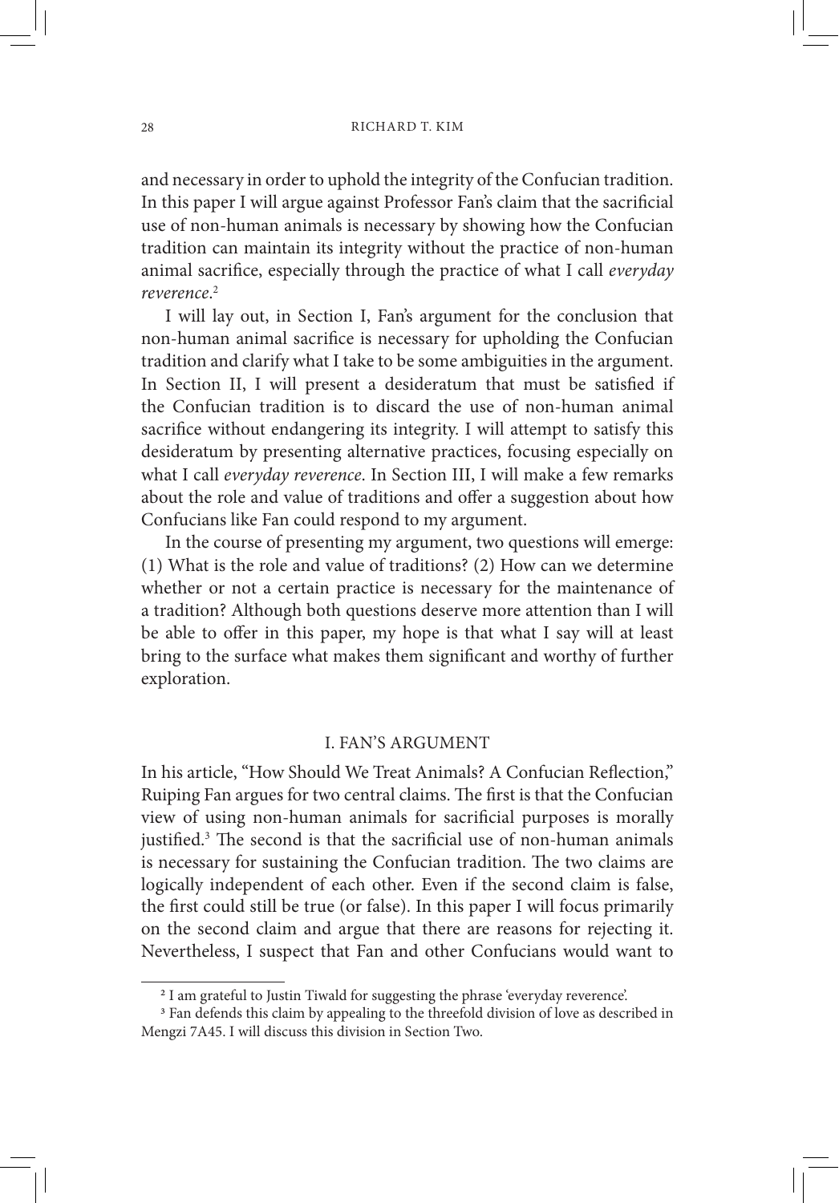and necessary in order to uphold the integrity of the Confucian tradition. In this paper I will argue against Professor Fan's claim that the sacrificial use of non-human animals is necessary by showing how the Confucian tradition can maintain its integrity without the practice of non-human animal sacrifice, especially through the practice of what I call *everyday reverence*.[2]

I will lay out, in Section I, Fan's argument for the conclusion that non-human animal sacrifice is necessary for upholding the Confucian tradition and clarify what I take to be some ambiguities in the argument. In Section II, I will present a desideratum that must be satisfied if the Confucian tradition is to discard the use of non-human animal sacrifice without endangering its integrity. I will attempt to satisfy this desideratum by presenting alternative practices, focusing especially on what I call *everyday reverence*. In Section III, I will make a few remarks about the role and value of traditions and offer a suggestion about how Confucians like Fan could respond to my argument.

In the course of presenting my argument, two questions will emerge: (1) What is the role and value of traditions? (2) How can we determine whether or not a certain practice is necessary for the maintenance of a tradition? Although both questions deserve more attention than I will be able to offer in this paper, my hope is that what I say will at least bring to the surface what makes them significant and worthy of further exploration.

## I. FAN'S ARGUMENT

In his article, "How Should We Treat Animals? A Confucian Reflection," Ruiping Fan argues for two central claims. The first is that the Confucian view of using non-human animals for sacrificial purposes is morally justified.[3] The second is that the sacrificial use of non-human animals is necessary for sustaining the Confucian tradition. The two claims are logically independent of each other. Even if the second claim is false, the first could still be true (or false). In this paper I will focus primarily on the second claim and argue that there are reasons for rejecting it. Nevertheless, I suspect that Fan and other Confucians would want to

---

[2] I am grateful to Justin Tiwald for suggesting the phrase 'everyday reverence'.

[3] Fan defends this claim by appealing to the threefold division of love as described in Mengzi 7A45. I will discuss this division in Section Two.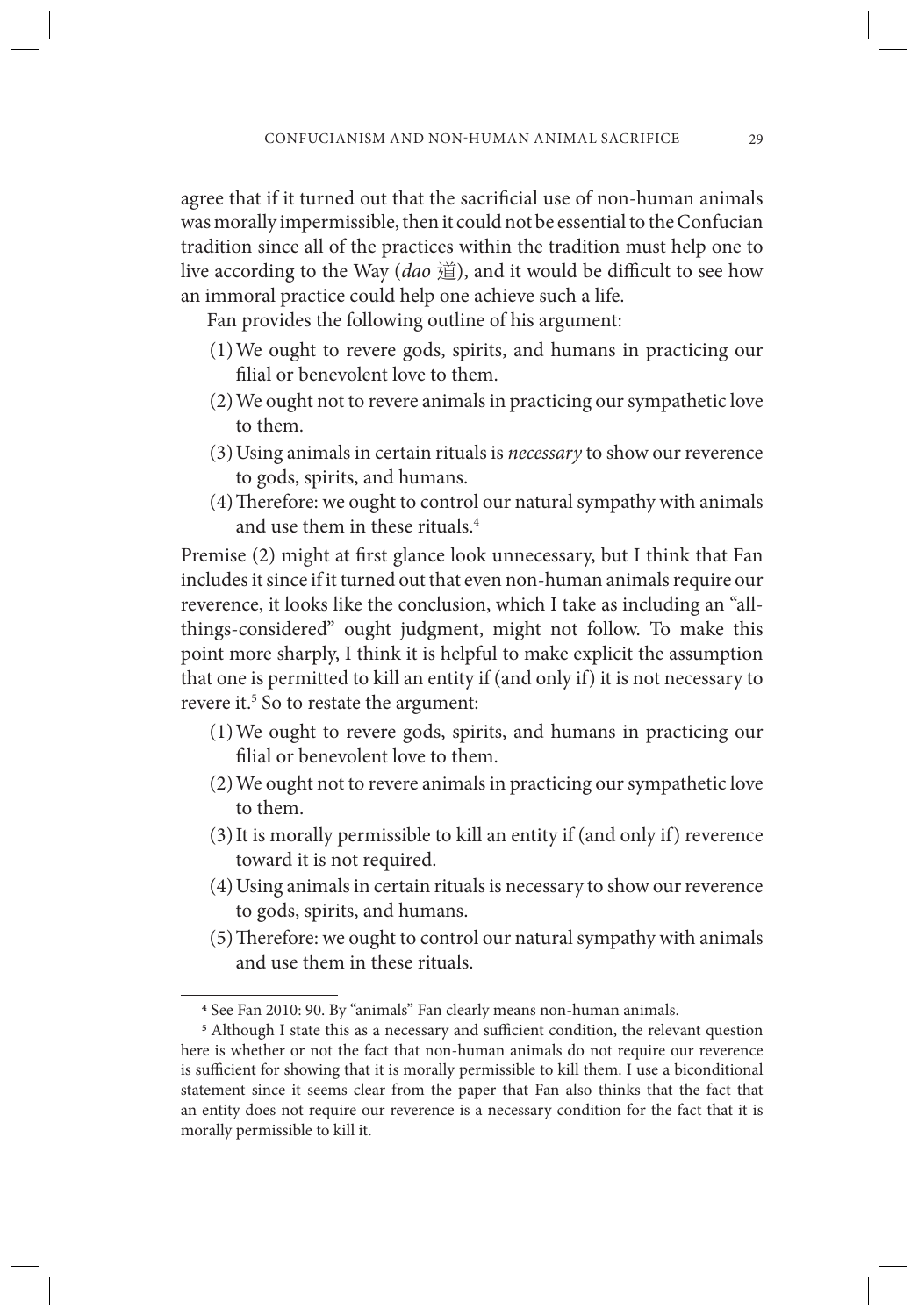agree that if it turned out that the sacrificial use of non-human animals was morally impermissible, then it could not be essential to the Confucian tradition since all of the practices within the tradition must help one to live according to the Way (*dao* 道), and it would be difficult to see how an immoral practice could help one achieve such a life.

Fan provides the following outline of his argument:

(1) We ought to revere gods, spirits, and humans in practicing our filial or benevolent love to them.

(2) We ought not to revere animals in practicing our sympathetic love to them.

(3) Using animals in certain rituals is *necessary* to show our reverence to gods, spirits, and humans.

(4) Therefore: we ought to control our natural sympathy with animals and use them in these rituals.[4]

Premise (2) might at first glance look unnecessary, but I think that Fan includes it since if it turned out that even non-human animals require our reverence, it looks like the conclusion, which I take as including an "all-things-considered" ought judgment, might not follow. To make this point more sharply, I think it is helpful to make explicit the assumption that one is permitted to kill an entity if (and only if) it is not necessary to revere it.[5] So to restate the argument:

(1) We ought to revere gods, spirits, and humans in practicing our filial or benevolent love to them.

(2) We ought not to revere animals in practicing our sympathetic love to them.

(3) It is morally permissible to kill an entity if (and only if) reverence toward it is not required.

(4) Using animals in certain rituals is necessary to show our reverence to gods, spirits, and humans.

(5) Therefore: we ought to control our natural sympathy with animals and use them in these rituals.

---

[4] See Fan 2010: 90. By "animals" Fan clearly means non-human animals.

[5] Although I state this as a necessary and sufficient condition, the relevant question here is whether or not the fact that non-human animals do not require our reverence is sufficient for showing that it is morally permissible to kill them. I use a biconditional statement since it seems clear from the paper that Fan also thinks that the fact that an entity does not require our reverence is a necessary condition for the fact that it is morally permissible to kill it.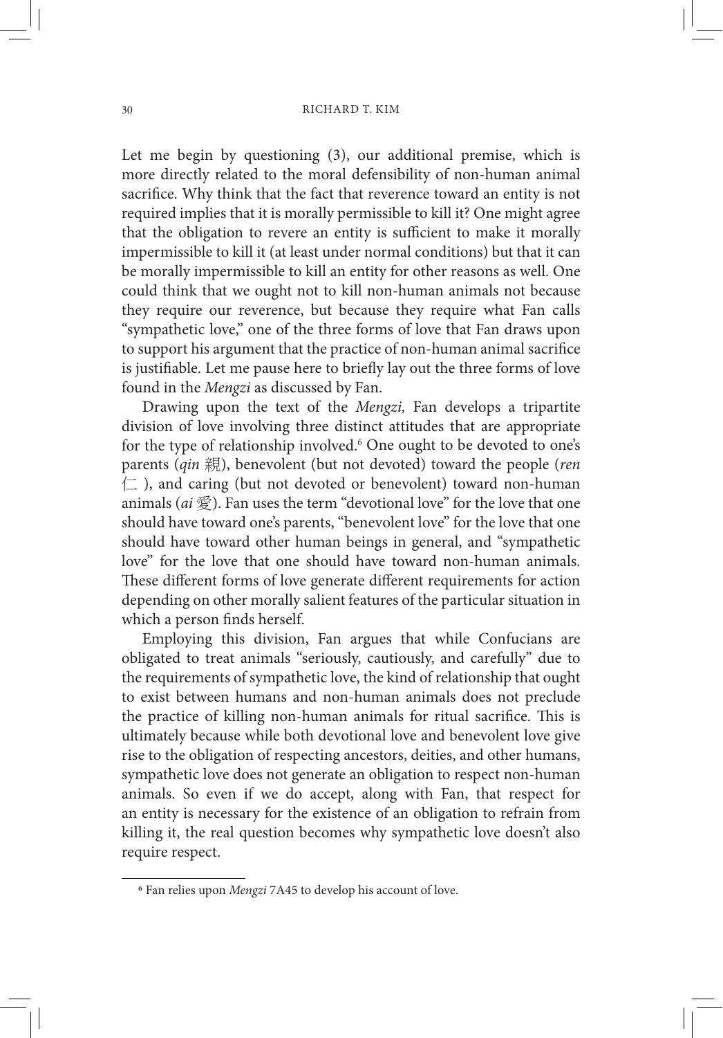Let me begin by questioning (3), our additional premise, which is more directly related to the moral defensibility of non-human animal sacrifice. Why think that the fact that reverence toward an entity is not required implies that it is morally permissible to kill it? One might agree that the obligation to revere an entity is sufficient to make it morally impermissible to kill it (at least under normal conditions) but that it can be morally impermissible to kill an entity for other reasons as well. One could think that we ought not to kill non-human animals not because they require our reverence, but because they require what Fan calls "sympathetic love," one of the three forms of love that Fan draws upon to support his argument that the practice of non-human animal sacrifice is justifiable. Let me pause here to briefly lay out the three forms of love found in the *Mengzi* as discussed by Fan.

Drawing upon the text of the *Mengzi,* Fan develops a tripartite division of love involving three distinct attitudes that are appropriate for the type of relationship involved.[6] One ought to be devoted to one's parents (*qin* 親), benevolent (but not devoted) toward the people (*ren* 仁 ), and caring (but not devoted or benevolent) toward non-human animals (*ai* 愛). Fan uses the term "devotional love" for the love that one should have toward one's parents, "benevolent love" for the love that one should have toward other human beings in general, and "sympathetic love" for the love that one should have toward non-human animals. These different forms of love generate different requirements for action depending on other morally salient features of the particular situation in which a person finds herself.

Employing this division, Fan argues that while Confucians are obligated to treat animals "seriously, cautiously, and carefully" due to the requirements of sympathetic love, the kind of relationship that ought to exist between humans and non-human animals does not preclude the practice of killing non-human animals for ritual sacrifice. This is ultimately because while both devotional love and benevolent love give rise to the obligation of respecting ancestors, deities, and other humans, sympathetic love does not generate an obligation to respect non-human animals. So even if we do accept, along with Fan, that respect for an entity is necessary for the existence of an obligation to refrain from killing it, the real question becomes why sympathetic love doesn't also require respect.

[6] Fan relies upon *Mengzi* 7A45 to develop his account of love.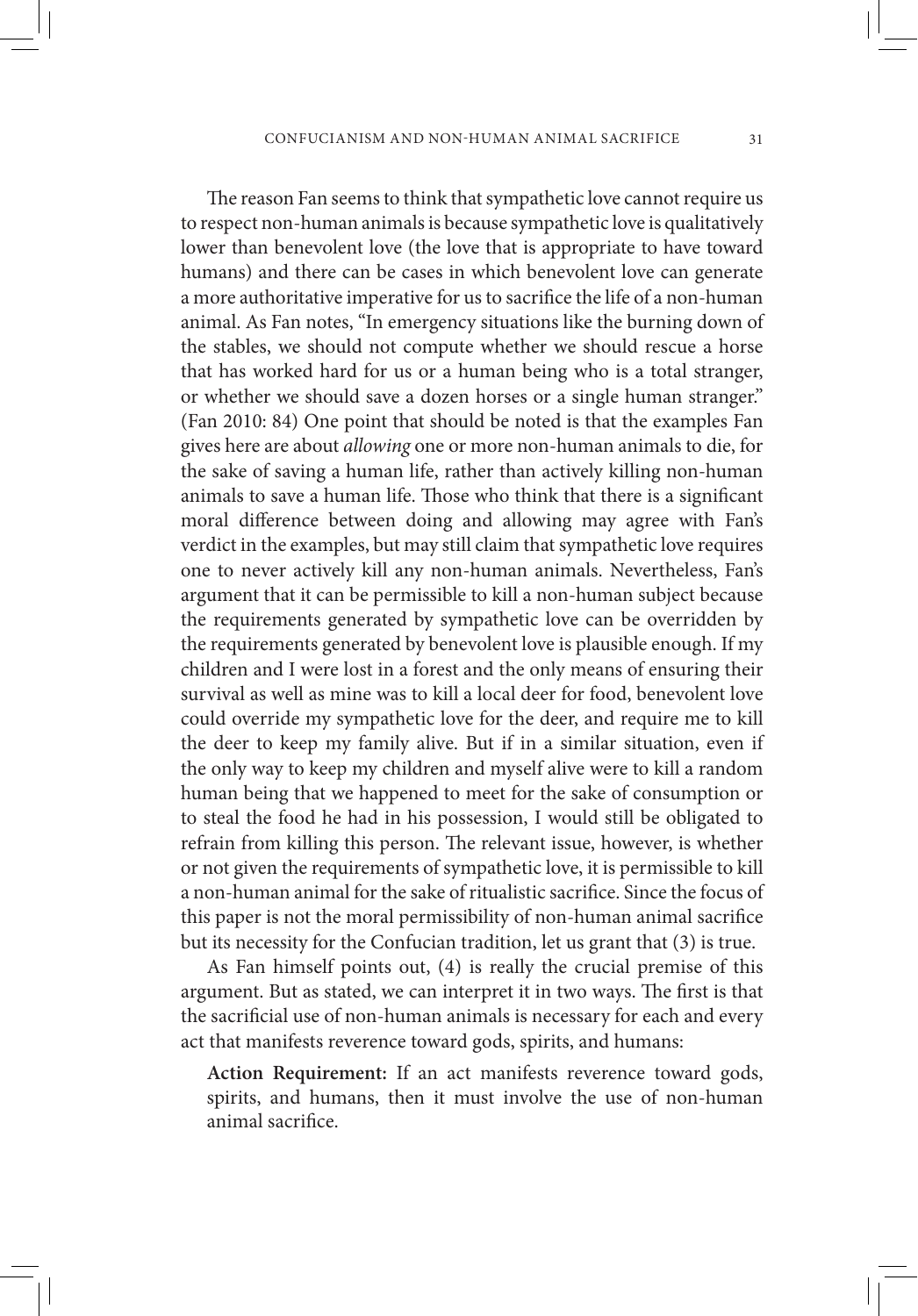The reason Fan seems to think that sympathetic love cannot require us to respect non-human animals is because sympathetic love is qualitatively lower than benevolent love (the love that is appropriate to have toward humans) and there can be cases in which benevolent love can generate a more authoritative imperative for us to sacrifice the life of a non-human animal. As Fan notes, "In emergency situations like the burning down of the stables, we should not compute whether we should rescue a horse that has worked hard for us or a human being who is a total stranger, or whether we should save a dozen horses or a single human stranger." (Fan 2010: 84) One point that should be noted is that the examples Fan gives here are about *allowing* one or more non-human animals to die, for the sake of saving a human life, rather than actively killing non-human animals to save a human life. Those who think that there is a significant moral difference between doing and allowing may agree with Fan's verdict in the examples, but may still claim that sympathetic love requires one to never actively kill any non-human animals. Nevertheless, Fan's argument that it can be permissible to kill a non-human subject because the requirements generated by sympathetic love can be overridden by the requirements generated by benevolent love is plausible enough. If my children and I were lost in a forest and the only means of ensuring their survival as well as mine was to kill a local deer for food, benevolent love could override my sympathetic love for the deer, and require me to kill the deer to keep my family alive. But if in a similar situation, even if the only way to keep my children and myself alive were to kill a random human being that we happened to meet for the sake of consumption or to steal the food he had in his possession, I would still be obligated to refrain from killing this person. The relevant issue, however, is whether or not given the requirements of sympathetic love, it is permissible to kill a non-human animal for the sake of ritualistic sacrifice. Since the focus of this paper is not the moral permissibility of non-human animal sacrifice but its necessity for the Confucian tradition, let us grant that (3) is true.

As Fan himself points out, (4) is really the crucial premise of this argument. But as stated, we can interpret it in two ways. The first is that the sacrificial use of non-human animals is necessary for each and every act that manifests reverence toward gods, spirits, and humans:

> **Action Requirement:** If an act manifests reverence toward gods, spirits, and humans, then it must involve the use of non-human animal sacrifice.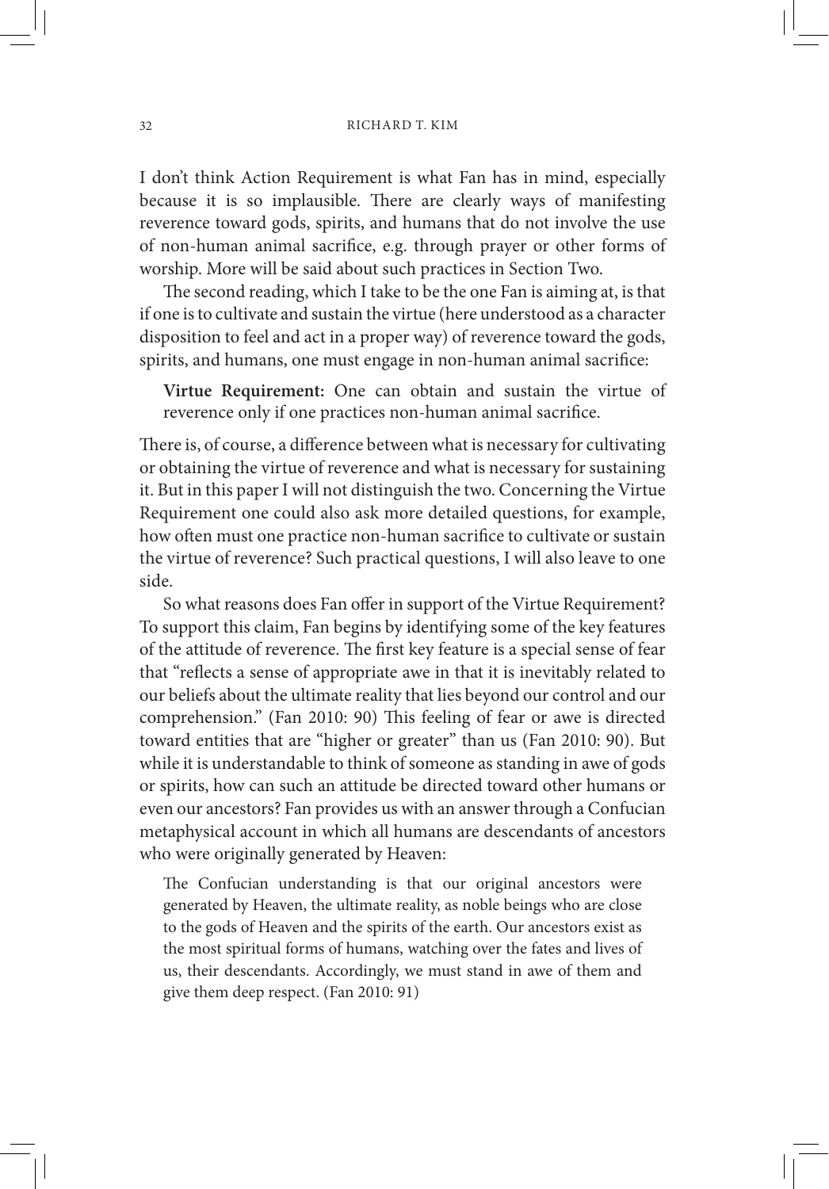I don't think Action Requirement is what Fan has in mind, especially because it is so implausible. There are clearly ways of manifesting reverence toward gods, spirits, and humans that do not involve the use of non-human animal sacrifice, e.g. through prayer or other forms of worship. More will be said about such practices in Section Two.

The second reading, which I take to be the one Fan is aiming at, is that if one is to cultivate and sustain the virtue (here understood as a character disposition to feel and act in a proper way) of reverence toward the gods, spirits, and humans, one must engage in non-human animal sacrifice:

> **Virtue Requirement:** One can obtain and sustain the virtue of reverence only if one practices non-human animal sacrifice.

There is, of course, a difference between what is necessary for cultivating or obtaining the virtue of reverence and what is necessary for sustaining it. But in this paper I will not distinguish the two. Concerning the Virtue Requirement one could also ask more detailed questions, for example, how often must one practice non-human sacrifice to cultivate or sustain the virtue of reverence? Such practical questions, I will also leave to one side.

So what reasons does Fan offer in support of the Virtue Requirement? To support this claim, Fan begins by identifying some of the key features of the attitude of reverence. The first key feature is a special sense of fear that "reflects a sense of appropriate awe in that it is inevitably related to our beliefs about the ultimate reality that lies beyond our control and our comprehension." (Fan 2010: 90) This feeling of fear or awe is directed toward entities that are "higher or greater" than us (Fan 2010: 90). But while it is understandable to think of someone as standing in awe of gods or spirits, how can such an attitude be directed toward other humans or even our ancestors? Fan provides us with an answer through a Confucian metaphysical account in which all humans are descendants of ancestors who were originally generated by Heaven:

> The Confucian understanding is that our original ancestors were generated by Heaven, the ultimate reality, as noble beings who are close to the gods of Heaven and the spirits of the earth. Our ancestors exist as the most spiritual forms of humans, watching over the fates and lives of us, their descendants. Accordingly, we must stand in awe of them and give them deep respect. (Fan 2010: 91)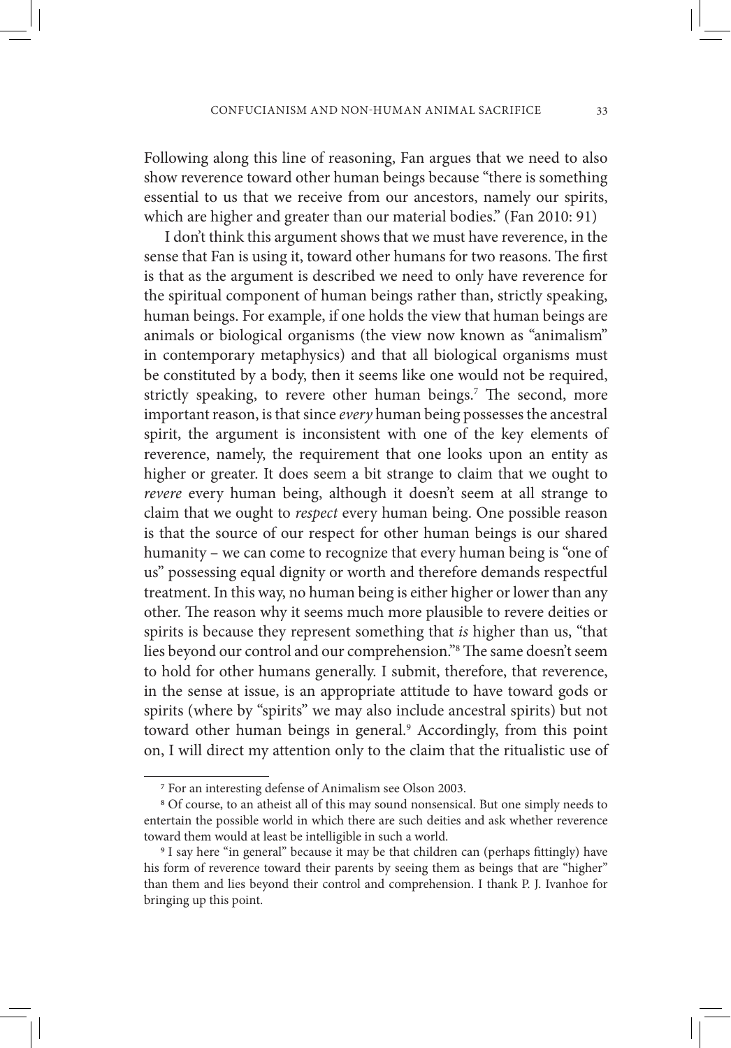Following along this line of reasoning, Fan argues that we need to also show reverence toward other human beings because "there is something essential to us that we receive from our ancestors, namely our spirits, which are higher and greater than our material bodies." (Fan 2010: 91)

I don't think this argument shows that we must have reverence, in the sense that Fan is using it, toward other humans for two reasons. The first is that as the argument is described we need to only have reverence for the spiritual component of human beings rather than, strictly speaking, human beings. For example, if one holds the view that human beings are animals or biological organisms (the view now known as "animalism" in contemporary metaphysics) and that all biological organisms must be constituted by a body, then it seems like one would not be required, strictly speaking, to revere other human beings.[7] The second, more important reason, is that since *every* human being possesses the ancestral spirit, the argument is inconsistent with one of the key elements of reverence, namely, the requirement that one looks upon an entity as higher or greater. It does seem a bit strange to claim that we ought to *revere* every human being, although it doesn't seem at all strange to claim that we ought to *respect* every human being. One possible reason is that the source of our respect for other human beings is our shared humanity – we can come to recognize that every human being is "one of us" possessing equal dignity or worth and therefore demands respectful treatment. In this way, no human being is either higher or lower than any other. The reason why it seems much more plausible to revere deities or spirits is because they represent something that *is* higher than us, "that lies beyond our control and our comprehension."[8] The same doesn't seem to hold for other humans generally. I submit, therefore, that reverence, in the sense at issue, is an appropriate attitude to have toward gods or spirits (where by "spirits" we may also include ancestral spirits) but not toward other human beings in general.[9] Accordingly, from this point on, I will direct my attention only to the claim that the ritualistic use of

---

[7] For an interesting defense of Animalism see Olson 2003.

[8] Of course, to an atheist all of this may sound nonsensical. But one simply needs to entertain the possible world in which there are such deities and ask whether reverence toward them would at least be intelligible in such a world.

[9] I say here "in general" because it may be that children can (perhaps fittingly) have his form of reverence toward their parents by seeing them as beings that are "higher" than them and lies beyond their control and comprehension. I thank P. J. Ivanhoe for bringing up this point.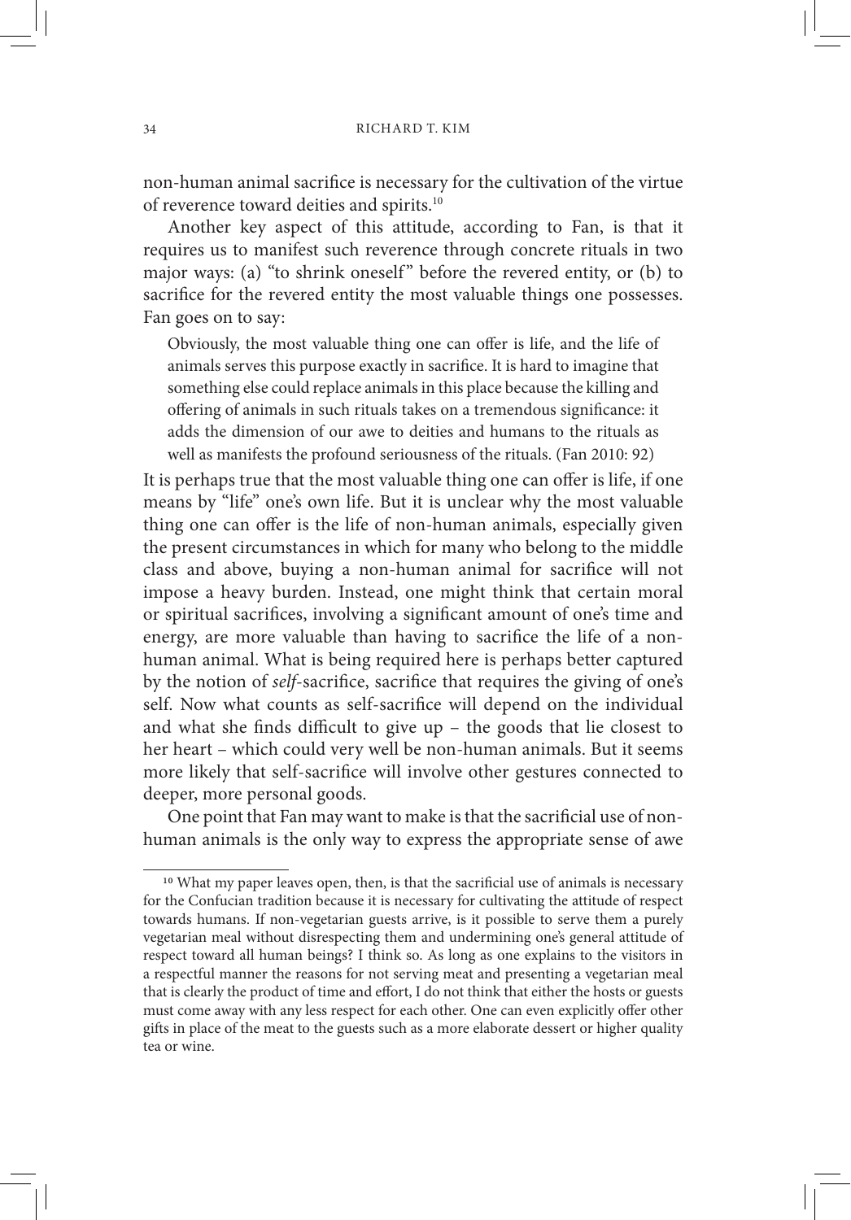non-human animal sacrifice is necessary for the cultivation of the virtue of reverence toward deities and spirits.[10]

Another key aspect of this attitude, according to Fan, is that it requires us to manifest such reverence through concrete rituals in two major ways: (a) "to shrink oneself" before the revered entity, or (b) to sacrifice for the revered entity the most valuable things one possesses. Fan goes on to say:

> Obviously, the most valuable thing one can offer is life, and the life of animals serves this purpose exactly in sacrifice. It is hard to imagine that something else could replace animals in this place because the killing and offering of animals in such rituals takes on a tremendous significance: it adds the dimension of our awe to deities and humans to the rituals as well as manifests the profound seriousness of the rituals. (Fan 2010: 92)

It is perhaps true that the most valuable thing one can offer is life, if one means by "life" one's own life. But it is unclear why the most valuable thing one can offer is the life of non-human animals, especially given the present circumstances in which for many who belong to the middle class and above, buying a non-human animal for sacrifice will not impose a heavy burden. Instead, one might think that certain moral or spiritual sacrifices, involving a significant amount of one's time and energy, are more valuable than having to sacrifice the life of a non-human animal. What is being required here is perhaps better captured by the notion of *self*-sacrifice, sacrifice that requires the giving of one's self. Now what counts as self-sacrifice will depend on the individual and what she finds difficult to give up – the goods that lie closest to her heart – which could very well be non-human animals. But it seems more likely that self-sacrifice will involve other gestures connected to deeper, more personal goods.

One point that Fan may want to make is that the sacrificial use of non-human animals is the only way to express the appropriate sense of awe

[10] What my paper leaves open, then, is that the sacrificial use of animals is necessary for the Confucian tradition because it is necessary for cultivating the attitude of respect towards humans. If non-vegetarian guests arrive, is it possible to serve them a purely vegetarian meal without disrespecting them and undermining one's general attitude of respect toward all human beings? I think so. As long as one explains to the visitors in a respectful manner the reasons for not serving meat and presenting a vegetarian meal that is clearly the product of time and effort, I do not think that either the hosts or guests must come away with any less respect for each other. One can even explicitly offer other gifts in place of the meat to the guests such as a more elaborate dessert or higher quality tea or wine.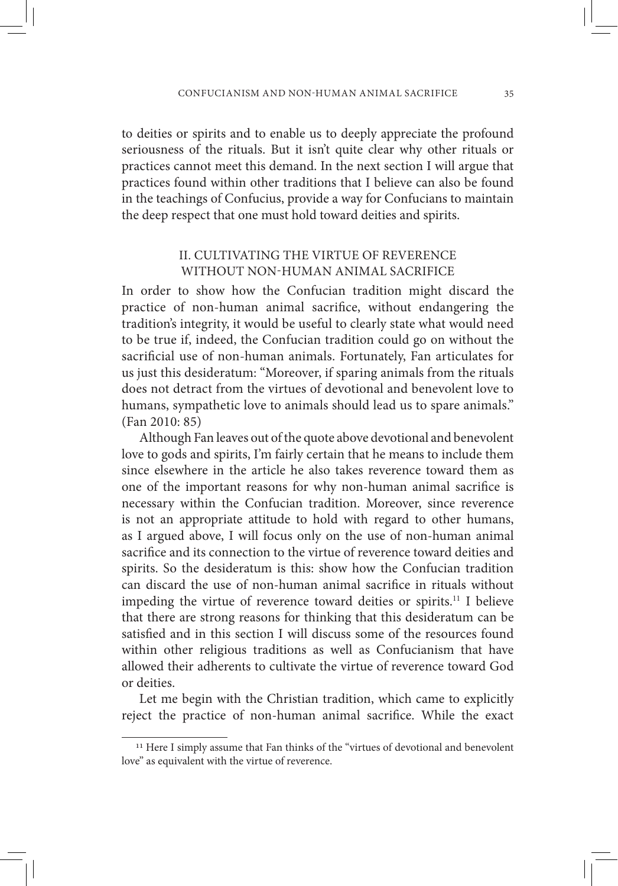to deities or spirits and to enable us to deeply appreciate the profound seriousness of the rituals. But it isn't quite clear why other rituals or practices cannot meet this demand. In the next section I will argue that practices found within other traditions that I believe can also be found in the teachings of Confucius, provide a way for Confucians to maintain the deep respect that one must hold toward deities and spirits.

## II. CULTIVATING THE VIRTUE OF REVERENCE WITHOUT NON-HUMAN ANIMAL SACRIFICE

In order to show how the Confucian tradition might discard the practice of non-human animal sacrifice, without endangering the tradition's integrity, it would be useful to clearly state what would need to be true if, indeed, the Confucian tradition could go on without the sacrificial use of non-human animals. Fortunately, Fan articulates for us just this desideratum: "Moreover, if sparing animals from the rituals does not detract from the virtues of devotional and benevolent love to humans, sympathetic love to animals should lead us to spare animals." (Fan 2010: 85)

Although Fan leaves out of the quote above devotional and benevolent love to gods and spirits, I'm fairly certain that he means to include them since elsewhere in the article he also takes reverence toward them as one of the important reasons for why non-human animal sacrifice is necessary within the Confucian tradition. Moreover, since reverence is not an appropriate attitude to hold with regard to other humans, as I argued above, I will focus only on the use of non-human animal sacrifice and its connection to the virtue of reverence toward deities and spirits. So the desideratum is this: show how the Confucian tradition can discard the use of non-human animal sacrifice in rituals without impeding the virtue of reverence toward deities or spirits.[11] I believe that there are strong reasons for thinking that this desideratum can be satisfied and in this section I will discuss some of the resources found within other religious traditions as well as Confucianism that have allowed their adherents to cultivate the virtue of reverence toward God or deities.

Let me begin with the Christian tradition, which came to explicitly reject the practice of non-human animal sacrifice. While the exact

[11] Here I simply assume that Fan thinks of the "virtues of devotional and benevolent love" as equivalent with the virtue of reverence.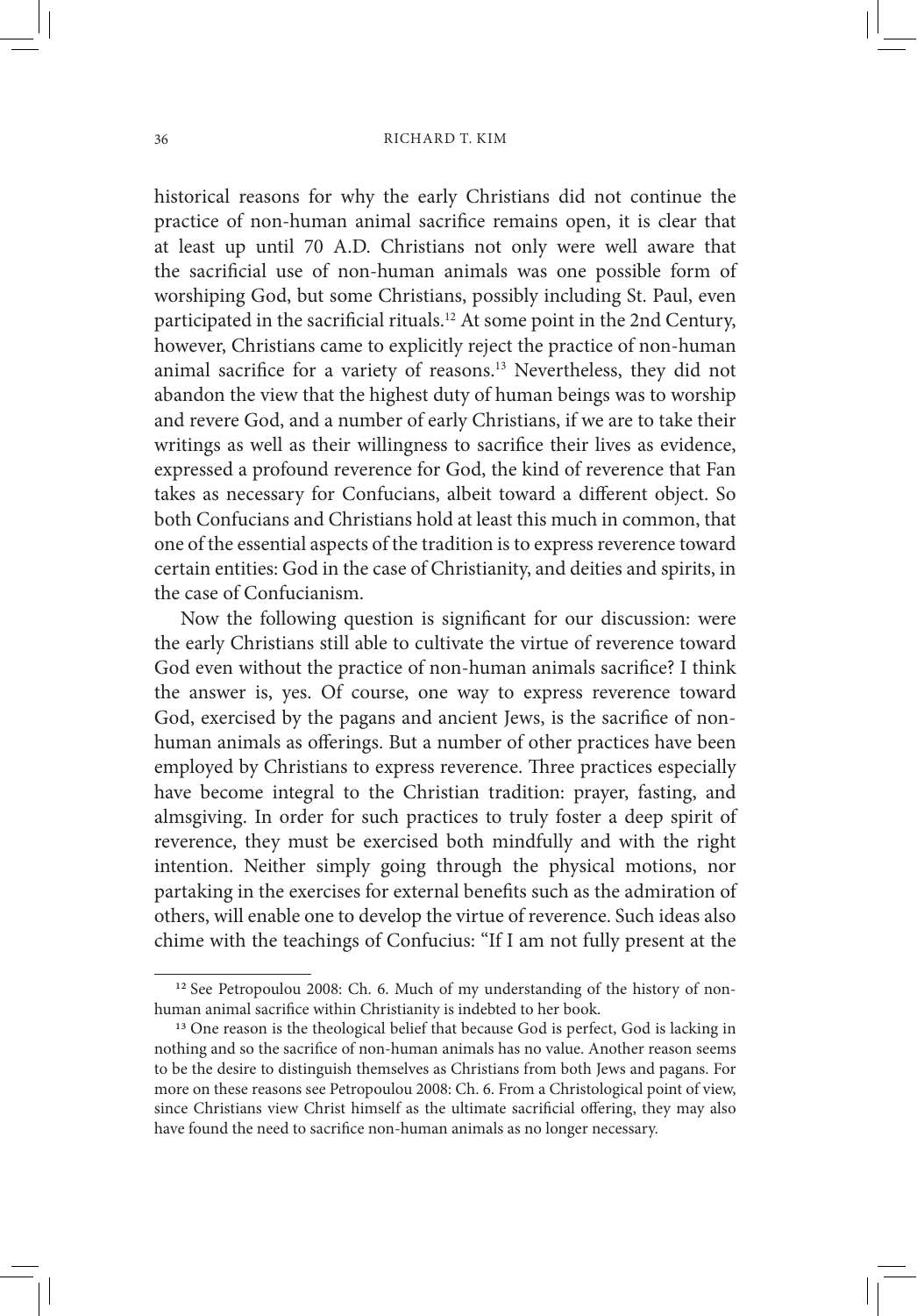historical reasons for why the early Christians did not continue the practice of non-human animal sacrifice remains open, it is clear that at least up until 70 A.D. Christians not only were well aware that the sacrificial use of non-human animals was one possible form of worshiping God, but some Christians, possibly including St. Paul, even participated in the sacrificial rituals.[12] At some point in the 2nd Century, however, Christians came to explicitly reject the practice of non-human animal sacrifice for a variety of reasons.[13] Nevertheless, they did not abandon the view that the highest duty of human beings was to worship and revere God, and a number of early Christians, if we are to take their writings as well as their willingness to sacrifice their lives as evidence, expressed a profound reverence for God, the kind of reverence that Fan takes as necessary for Confucians, albeit toward a different object. So both Confucians and Christians hold at least this much in common, that one of the essential aspects of the tradition is to express reverence toward certain entities: God in the case of Christianity, and deities and spirits, in the case of Confucianism.

Now the following question is significant for our discussion: were the early Christians still able to cultivate the virtue of reverence toward God even without the practice of non-human animals sacrifice? I think the answer is, yes. Of course, one way to express reverence toward God, exercised by the pagans and ancient Jews, is the sacrifice of non-human animals as offerings. But a number of other practices have been employed by Christians to express reverence. Three practices especially have become integral to the Christian tradition: prayer, fasting, and almsgiving. In order for such practices to truly foster a deep spirit of reverence, they must be exercised both mindfully and with the right intention. Neither simply going through the physical motions, nor partaking in the exercises for external benefits such as the admiration of others, will enable one to develop the virtue of reverence. Such ideas also chime with the teachings of Confucius: "If I am not fully present at the

[12] See Petropoulou 2008: Ch. 6. Much of my understanding of the history of non-human animal sacrifice within Christianity is indebted to her book.

[13] One reason is the theological belief that because God is perfect, God is lacking in nothing and so the sacrifice of non-human animals has no value. Another reason seems to be the desire to distinguish themselves as Christians from both Jews and pagans. For more on these reasons see Petropoulou 2008: Ch. 6. From a Christological point of view, since Christians view Christ himself as the ultimate sacrificial offering, they may also have found the need to sacrifice non-human animals as no longer necessary.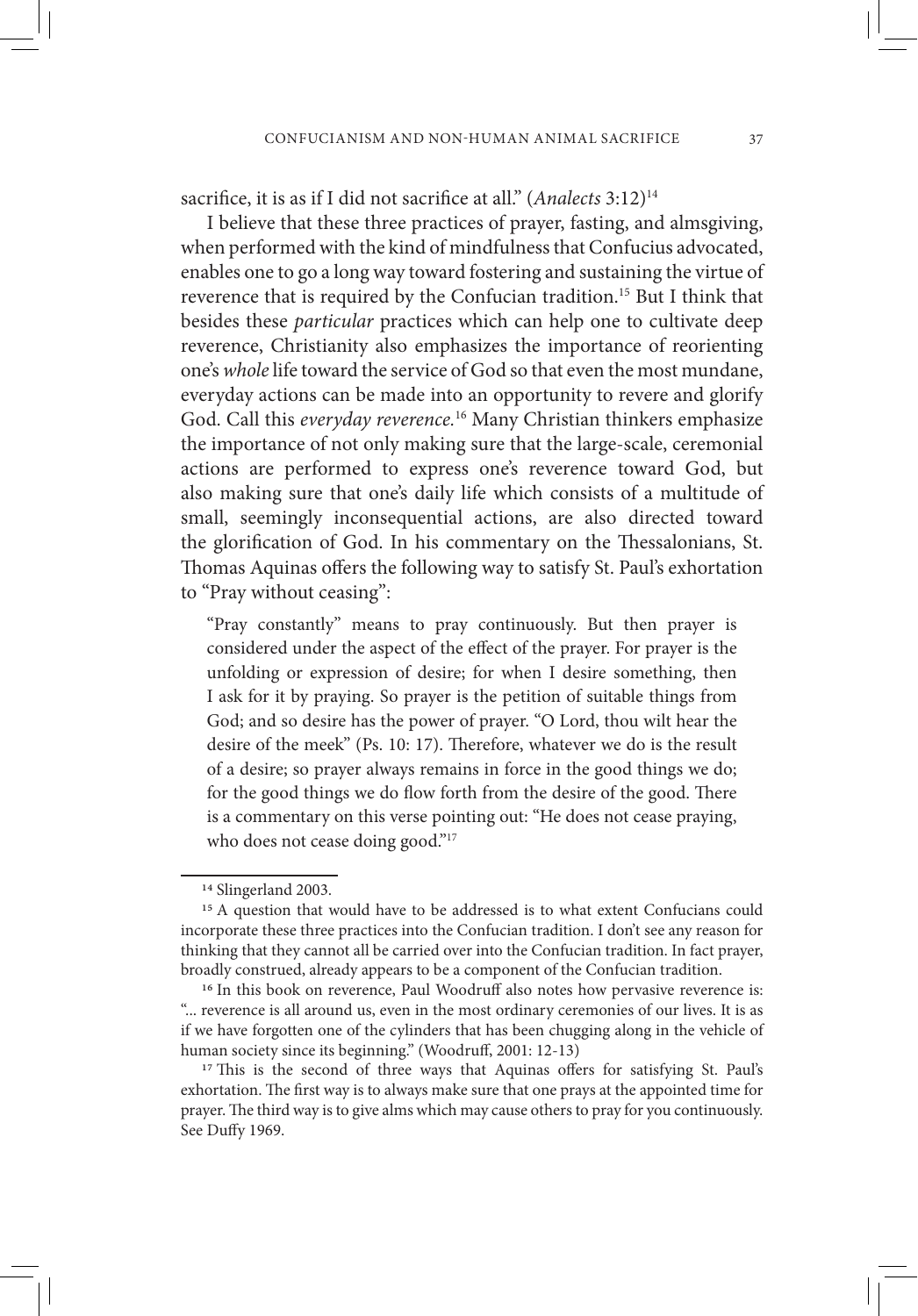sacrifice, it is as if I did not sacrifice at all." (*Analects* 3:12)[14]

I believe that these three practices of prayer, fasting, and almsgiving, when performed with the kind of mindfulness that Confucius advocated, enables one to go a long way toward fostering and sustaining the virtue of reverence that is required by the Confucian tradition.[15] But I think that besides these *particular* practices which can help one to cultivate deep reverence, Christianity also emphasizes the importance of reorienting one's *whole* life toward the service of God so that even the most mundane, everyday actions can be made into an opportunity to revere and glorify God. Call this *everyday reverence.*[16] Many Christian thinkers emphasize the importance of not only making sure that the large-scale, ceremonial actions are performed to express one's reverence toward God, but also making sure that one's daily life which consists of a multitude of small, seemingly inconsequential actions, are also directed toward the glorification of God. In his commentary on the Thessalonians, St. Thomas Aquinas offers the following way to satisfy St. Paul's exhortation to "Pray without ceasing":

> "Pray constantly" means to pray continuously. But then prayer is considered under the aspect of the effect of the prayer. For prayer is the unfolding or expression of desire; for when I desire something, then I ask for it by praying. So prayer is the petition of suitable things from God; and so desire has the power of prayer. "O Lord, thou wilt hear the desire of the meek" (Ps. 10: 17). Therefore, whatever we do is the result of a desire; so prayer always remains in force in the good things we do; for the good things we do flow forth from the desire of the good. There is a commentary on this verse pointing out: "He does not cease praying, who does not cease doing good."[17]

---

[14] Slingerland 2003.

[15] A question that would have to be addressed is to what extent Confucians could incorporate these three practices into the Confucian tradition. I don't see any reason for thinking that they cannot all be carried over into the Confucian tradition. In fact prayer, broadly construed, already appears to be a component of the Confucian tradition.

[16] In this book on reverence, Paul Woodruff also notes how pervasive reverence is: "... reverence is all around us, even in the most ordinary ceremonies of our lives. It is as if we have forgotten one of the cylinders that has been chugging along in the vehicle of human society since its beginning." (Woodruff, 2001: 12-13)

[17] This is the second of three ways that Aquinas offers for satisfying St. Paul's exhortation. The first way is to always make sure that one prays at the appointed time for prayer. The third way is to give alms which may cause others to pray for you continuously. See Duffy 1969.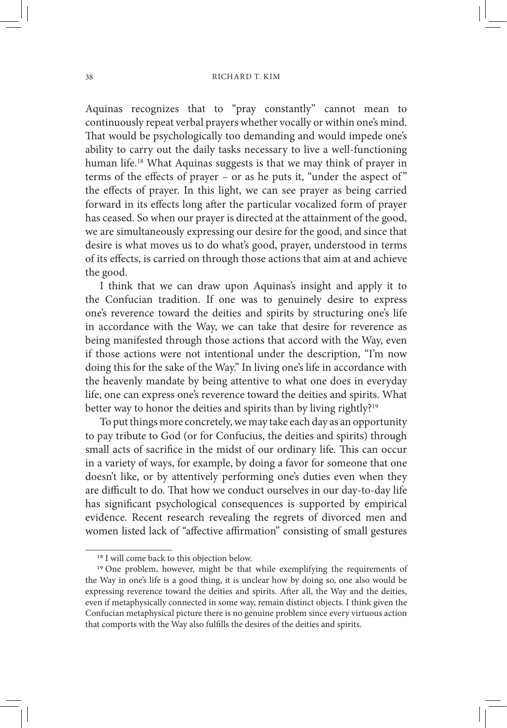Aquinas recognizes that to "pray constantly" cannot mean to continuously repeat verbal prayers whether vocally or within one's mind. That would be psychologically too demanding and would impede one's ability to carry out the daily tasks necessary to live a well-functioning human life.[18] What Aquinas suggests is that we may think of prayer in terms of the effects of prayer – or as he puts it, "under the aspect of" the effects of prayer. In this light, we can see prayer as being carried forward in its effects long after the particular vocalized form of prayer has ceased. So when our prayer is directed at the attainment of the good, we are simultaneously expressing our desire for the good, and since that desire is what moves us to do what's good, prayer, understood in terms of its effects, is carried on through those actions that aim at and achieve the good.

I think that we can draw upon Aquinas's insight and apply it to the Confucian tradition. If one was to genuinely desire to express one's reverence toward the deities and spirits by structuring one's life in accordance with the Way, we can take that desire for reverence as being manifested through those actions that accord with the Way, even if those actions were not intentional under the description, "I'm now doing this for the sake of the Way." In living one's life in accordance with the heavenly mandate by being attentive to what one does in everyday life, one can express one's reverence toward the deities and spirits. What better way to honor the deities and spirits than by living rightly?[19]

To put things more concretely, we may take each day as an opportunity to pay tribute to God (or for Confucius, the deities and spirits) through small acts of sacrifice in the midst of our ordinary life. This can occur in a variety of ways, for example, by doing a favor for someone that one doesn't like, or by attentively performing one's duties even when they are difficult to do. That how we conduct ourselves in our day-to-day life has significant psychological consequences is supported by empirical evidence. Recent research revealing the regrets of divorced men and women listed lack of "affective affirmation" consisting of small gestures

---

[18] I will come back to this objection below.

[19] One problem, however, might be that while exemplifying the requirements of the Way in one's life is a good thing, it is unclear how by doing so, one also would be expressing reverence toward the deities and spirits. After all, the Way and the deities, even if metaphysically connected in some way, remain distinct objects. I think given the Confucian metaphysical picture there is no genuine problem since every virtuous action that comports with the Way also fulfills the desires of the deities and spirits.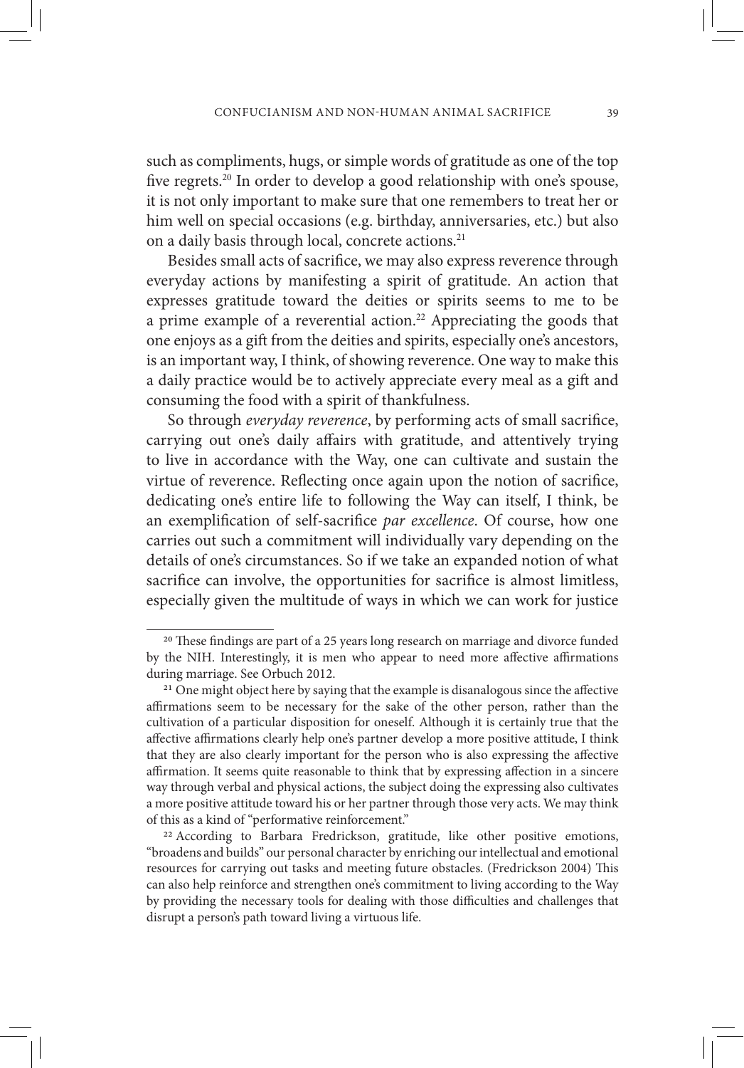such as compliments, hugs, or simple words of gratitude as one of the top five regrets.[20] In order to develop a good relationship with one's spouse, it is not only important to make sure that one remembers to treat her or him well on special occasions (e.g. birthday, anniversaries, etc.) but also on a daily basis through local, concrete actions.[21]

Besides small acts of sacrifice, we may also express reverence through everyday actions by manifesting a spirit of gratitude. An action that expresses gratitude toward the deities or spirits seems to me to be a prime example of a reverential action.[22] Appreciating the goods that one enjoys as a gift from the deities and spirits, especially one's ancestors, is an important way, I think, of showing reverence. One way to make this a daily practice would be to actively appreciate every meal as a gift and consuming the food with a spirit of thankfulness.

So through *everyday reverence*, by performing acts of small sacrifice, carrying out one's daily affairs with gratitude, and attentively trying to live in accordance with the Way, one can cultivate and sustain the virtue of reverence. Reflecting once again upon the notion of sacrifice, dedicating one's entire life to following the Way can itself, I think, be an exemplification of self-sacrifice *par excellence*. Of course, how one carries out such a commitment will individually vary depending on the details of one's circumstances. So if we take an expanded notion of what sacrifice can involve, the opportunities for sacrifice is almost limitless, especially given the multitude of ways in which we can work for justice

---

[20] These findings are part of a 25 years long research on marriage and divorce funded by the NIH. Interestingly, it is men who appear to need more affective affirmations during marriage. See Orbuch 2012.

[21] One might object here by saying that the example is disanalogous since the affective affirmations seem to be necessary for the sake of the other person, rather than the cultivation of a particular disposition for oneself. Although it is certainly true that the affective affirmations clearly help one's partner develop a more positive attitude, I think that they are also clearly important for the person who is also expressing the affective affirmation. It seems quite reasonable to think that by expressing affection in a sincere way through verbal and physical actions, the subject doing the expressing also cultivates a more positive attitude toward his or her partner through those very acts. We may think of this as a kind of "performative reinforcement."

[22] According to Barbara Fredrickson, gratitude, like other positive emotions, "broadens and builds" our personal character by enriching our intellectual and emotional resources for carrying out tasks and meeting future obstacles. (Fredrickson 2004) This can also help reinforce and strengthen one's commitment to living according to the Way by providing the necessary tools for dealing with those difficulties and challenges that disrupt a person's path toward living a virtuous life.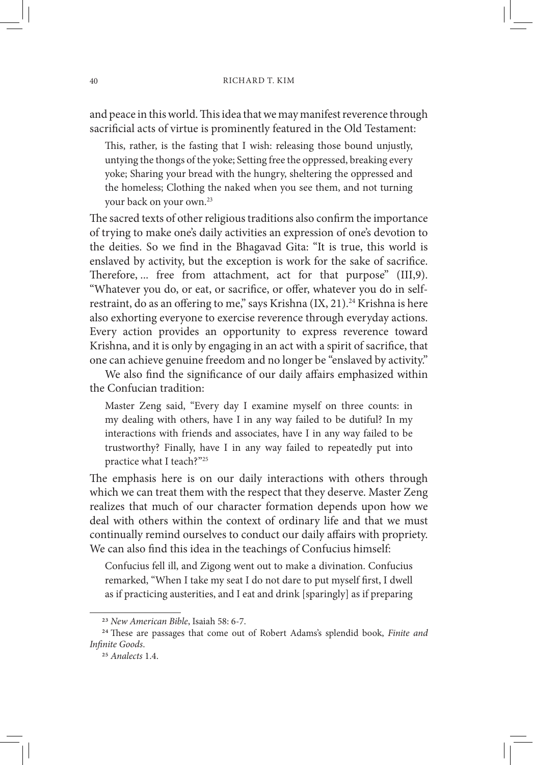and peace in this world. This idea that we may manifest reverence through sacrificial acts of virtue is prominently featured in the Old Testament:

> This, rather, is the fasting that I wish: releasing those bound unjustly, untying the thongs of the yoke; Setting free the oppressed, breaking every yoke; Sharing your bread with the hungry, sheltering the oppressed and the homeless; Clothing the naked when you see them, and not turning your back on your own.[23]

The sacred texts of other religious traditions also confirm the importance of trying to make one's daily activities an expression of one's devotion to the deities. So we find in the Bhagavad Gita: "It is true, this world is enslaved by activity, but the exception is work for the sake of sacrifice. Therefore, ... free from attachment, act for that purpose" (III,9). "Whatever you do, or eat, or sacrifice, or offer, whatever you do in self-restraint, do as an offering to me," says Krishna (IX, 21).[24] Krishna is here also exhorting everyone to exercise reverence through everyday actions. Every action provides an opportunity to express reverence toward Krishna, and it is only by engaging in an act with a spirit of sacrifice, that one can achieve genuine freedom and no longer be "enslaved by activity."

We also find the significance of our daily affairs emphasized within the Confucian tradition:

> Master Zeng said, "Every day I examine myself on three counts: in my dealing with others, have I in any way failed to be dutiful? In my interactions with friends and associates, have I in any way failed to be trustworthy? Finally, have I in any way failed to repeatedly put into practice what I teach?"[25]

The emphasis here is on our daily interactions with others through which we can treat them with the respect that they deserve. Master Zeng realizes that much of our character formation depends upon how we deal with others within the context of ordinary life and that we must continually remind ourselves to conduct our daily affairs with propriety. We can also find this idea in the teachings of Confucius himself:

> Confucius fell ill, and Zigong went out to make a divination. Confucius remarked, "When I take my seat I do not dare to put myself first, I dwell as if practicing austerities, and I eat and drink [sparingly] as if preparing

---

[23] *New American Bible*, Isaiah 58: 6-7.

[24] These are passages that come out of Robert Adams's splendid book, *Finite and Infinite Goods*.

[25] *Analects* 1.4.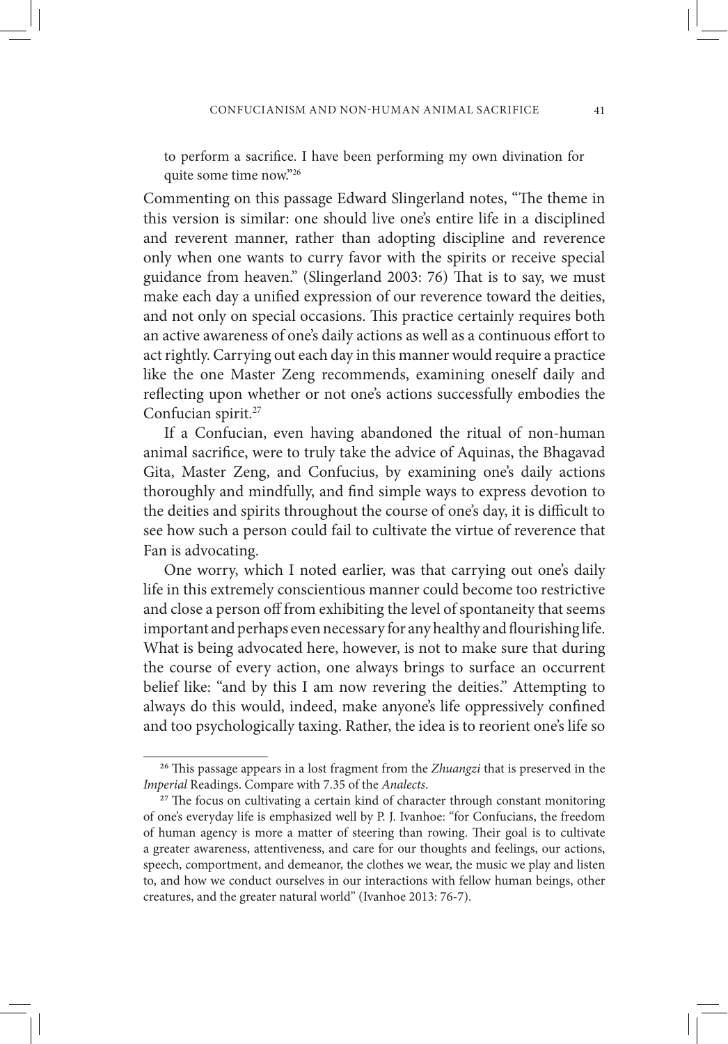to perform a sacrifice. I have been performing my own divination for quite some time now."[26]

Commenting on this passage Edward Slingerland notes, "The theme in this version is similar: one should live one's entire life in a disciplined and reverent manner, rather than adopting discipline and reverence only when one wants to curry favor with the spirits or receive special guidance from heaven." (Slingerland 2003: 76) That is to say, we must make each day a unified expression of our reverence toward the deities, and not only on special occasions. This practice certainly requires both an active awareness of one's daily actions as well as a continuous effort to act rightly. Carrying out each day in this manner would require a practice like the one Master Zeng recommends, examining oneself daily and reflecting upon whether or not one's actions successfully embodies the Confucian spirit.[27]

If a Confucian, even having abandoned the ritual of non-human animal sacrifice, were to truly take the advice of Aquinas, the Bhagavad Gita, Master Zeng, and Confucius, by examining one's daily actions thoroughly and mindfully, and find simple ways to express devotion to the deities and spirits throughout the course of one's day, it is difficult to see how such a person could fail to cultivate the virtue of reverence that Fan is advocating.

One worry, which I noted earlier, was that carrying out one's daily life in this extremely conscientious manner could become too restrictive and close a person off from exhibiting the level of spontaneity that seems important and perhaps even necessary for any healthy and flourishing life. What is being advocated here, however, is not to make sure that during the course of every action, one always brings to surface an occurrent belief like: "and by this I am now revering the deities." Attempting to always do this would, indeed, make anyone's life oppressively confined and too psychologically taxing. Rather, the idea is to reorient one's life so

---

[26] This passage appears in a lost fragment from the *Zhuangzi* that is preserved in the *Imperial* Readings. Compare with 7.35 of the *Analects*.

[27] The focus on cultivating a certain kind of character through constant monitoring of one's everyday life is emphasized well by P. J. Ivanhoe: "for Confucians, the freedom of human agency is more a matter of steering than rowing. Their goal is to cultivate a greater awareness, attentiveness, and care for our thoughts and feelings, our actions, speech, comportment, and demeanor, the clothes we wear, the music we play and listen to, and how we conduct ourselves in our interactions with fellow human beings, other creatures, and the greater natural world" (Ivanhoe 2013: 76-7).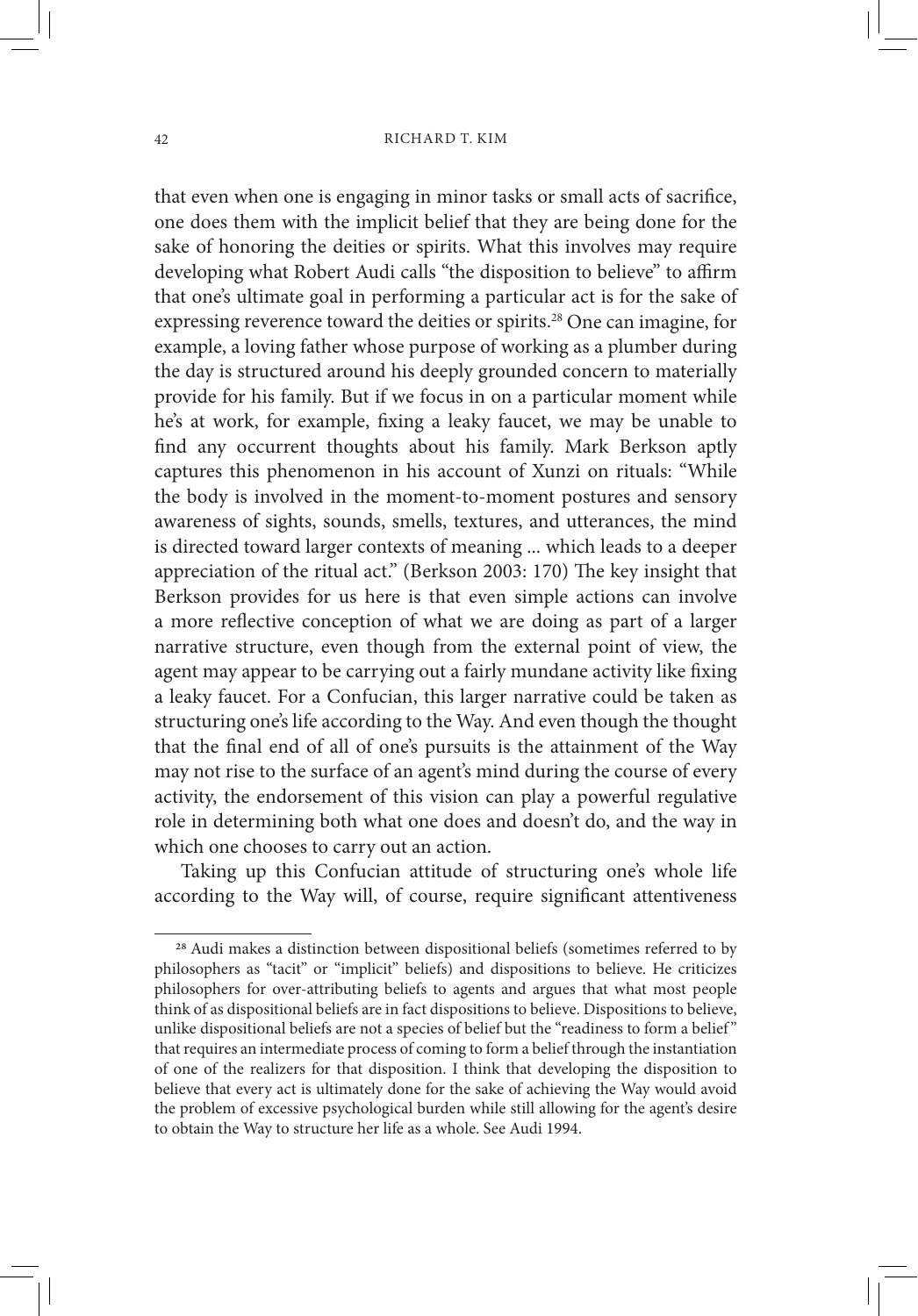that even when one is engaging in minor tasks or small acts of sacrifice, one does them with the implicit belief that they are being done for the sake of honoring the deities or spirits. What this involves may require developing what Robert Audi calls "the disposition to believe" to affirm that one's ultimate goal in performing a particular act is for the sake of expressing reverence toward the deities or spirits.[28] One can imagine, for example, a loving father whose purpose of working as a plumber during the day is structured around his deeply grounded concern to materially provide for his family. But if we focus in on a particular moment while he's at work, for example, fixing a leaky faucet, we may be unable to find any occurrent thoughts about his family. Mark Berkson aptly captures this phenomenon in his account of Xunzi on rituals: "While the body is involved in the moment-to-moment postures and sensory awareness of sights, sounds, smells, textures, and utterances, the mind is directed toward larger contexts of meaning ... which leads to a deeper appreciation of the ritual act." (Berkson 2003: 170) The key insight that Berkson provides for us here is that even simple actions can involve a more reflective conception of what we are doing as part of a larger narrative structure, even though from the external point of view, the agent may appear to be carrying out a fairly mundane activity like fixing a leaky faucet. For a Confucian, this larger narrative could be taken as structuring one's life according to the Way. And even though the thought that the final end of all of one's pursuits is the attainment of the Way may not rise to the surface of an agent's mind during the course of every activity, the endorsement of this vision can play a powerful regulative role in determining both what one does and doesn't do, and the way in which one chooses to carry out an action.

Taking up this Confucian attitude of structuring one's whole life according to the Way will, of course, require significant attentiveness

---

[28] Audi makes a distinction between dispositional beliefs (sometimes referred to by philosophers as "tacit" or "implicit" beliefs) and dispositions to believe. He criticizes philosophers for over-attributing beliefs to agents and argues that what most people think of as dispositional beliefs are in fact dispositions to believe. Dispositions to believe, unlike dispositional beliefs are not a species of belief but the "readiness to form a belief" that requires an intermediate process of coming to form a belief through the instantiation of one of the realizers for that disposition. I think that developing the disposition to believe that every act is ultimately done for the sake of achieving the Way would avoid the problem of excessive psychological burden while still allowing for the agent's desire to obtain the Way to structure her life as a whole. See Audi 1994.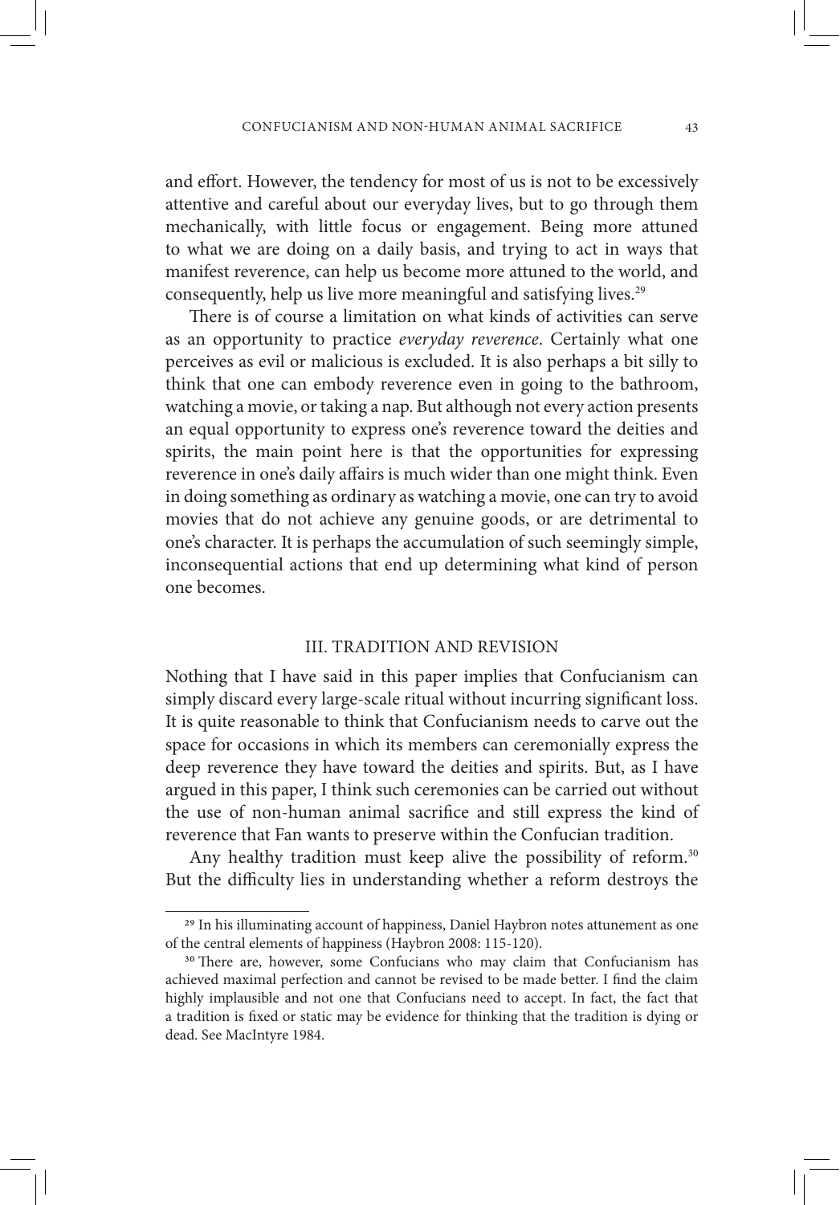and effort. However, the tendency for most of us is not to be excessively attentive and careful about our everyday lives, but to go through them mechanically, with little focus or engagement. Being more attuned to what we are doing on a daily basis, and trying to act in ways that manifest reverence, can help us become more attuned to the world, and consequently, help us live more meaningful and satisfying lives.[29]

There is of course a limitation on what kinds of activities can serve as an opportunity to practice *everyday reverence*. Certainly what one perceives as evil or malicious is excluded. It is also perhaps a bit silly to think that one can embody reverence even in going to the bathroom, watching a movie, or taking a nap. But although not every action presents an equal opportunity to express one's reverence toward the deities and spirits, the main point here is that the opportunities for expressing reverence in one's daily affairs is much wider than one might think. Even in doing something as ordinary as watching a movie, one can try to avoid movies that do not achieve any genuine goods, or are detrimental to one's character. It is perhaps the accumulation of such seemingly simple, inconsequential actions that end up determining what kind of person one becomes.

## III. TRADITION AND REVISION

Nothing that I have said in this paper implies that Confucianism can simply discard every large-scale ritual without incurring significant loss. It is quite reasonable to think that Confucianism needs to carve out the space for occasions in which its members can ceremonially express the deep reverence they have toward the deities and spirits. But, as I have argued in this paper, I think such ceremonies can be carried out without the use of non-human animal sacrifice and still express the kind of reverence that Fan wants to preserve within the Confucian tradition.

Any healthy tradition must keep alive the possibility of reform.[30] But the difficulty lies in understanding whether a reform destroys the

---

[29] In his illuminating account of happiness, Daniel Haybron notes attunement as one of the central elements of happiness (Haybron 2008: 115-120).

[30] There are, however, some Confucians who may claim that Confucianism has achieved maximal perfection and cannot be revised to be made better. I find the claim highly implausible and not one that Confucians need to accept. In fact, the fact that a tradition is fixed or static may be evidence for thinking that the tradition is dying or dead. See MacIntyre 1984.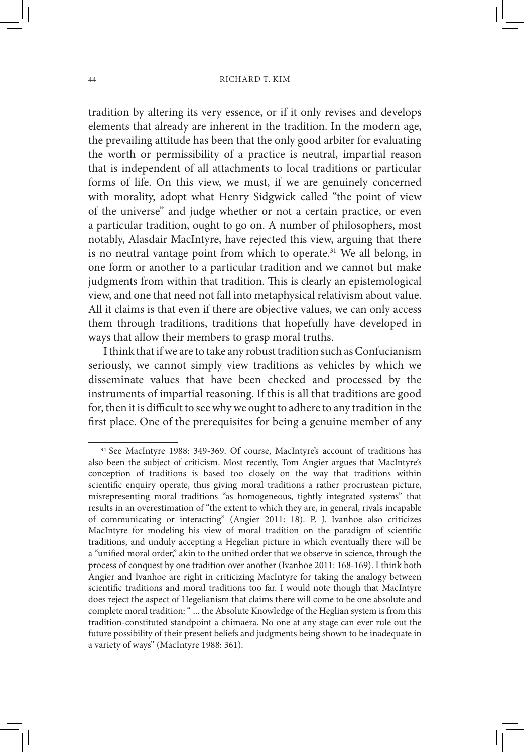tradition by altering its very essence, or if it only revises and develops elements that already are inherent in the tradition. In the modern age, the prevailing attitude has been that the only good arbiter for evaluating the worth or permissibility of a practice is neutral, impartial reason that is independent of all attachments to local traditions or particular forms of life. On this view, we must, if we are genuinely concerned with morality, adopt what Henry Sidgwick called "the point of view of the universe" and judge whether or not a certain practice, or even a particular tradition, ought to go on. A number of philosophers, most notably, Alasdair MacIntyre, have rejected this view, arguing that there is no neutral vantage point from which to operate.[31] We all belong, in one form or another to a particular tradition and we cannot but make judgments from within that tradition. This is clearly an epistemological view, and one that need not fall into metaphysical relativism about value. All it claims is that even if there are objective values, we can only access them through traditions, traditions that hopefully have developed in ways that allow their members to grasp moral truths.

I think that if we are to take any robust tradition such as Confucianism seriously, we cannot simply view traditions as vehicles by which we disseminate values that have been checked and processed by the instruments of impartial reasoning. If this is all that traditions are good for, then it is difficult to see why we ought to adhere to any tradition in the first place. One of the prerequisites for being a genuine member of any

---

[31] See MacIntyre 1988: 349-369. Of course, MacIntyre's account of traditions has also been the subject of criticism. Most recently, Tom Angier argues that MacIntyre's conception of traditions is based too closely on the way that traditions within scientific enquiry operate, thus giving moral traditions a rather procrustean picture, misrepresenting moral traditions "as homogeneous, tightly integrated systems" that results in an overestimation of "the extent to which they are, in general, rivals incapable of communicating or interacting" (Angier 2011: 18). P. J. Ivanhoe also criticizes MacIntyre for modeling his view of moral tradition on the paradigm of scientific traditions, and unduly accepting a Hegelian picture in which eventually there will be a "unified moral order," akin to the unified order that we observe in science, through the process of conquest by one tradition over another (Ivanhoe 2011: 168-169). I think both Angier and Ivanhoe are right in criticizing MacIntyre for taking the analogy between scientific traditions and moral traditions too far. I would note though that MacIntyre does reject the aspect of Hegelianism that claims there will come to be one absolute and complete moral tradition: " ... the Absolute Knowledge of the Heglian system is from this tradition-constituted standpoint a chimaera. No one at any stage can ever rule out the future possibility of their present beliefs and judgments being shown to be inadequate in a variety of ways" (MacIntyre 1988: 361).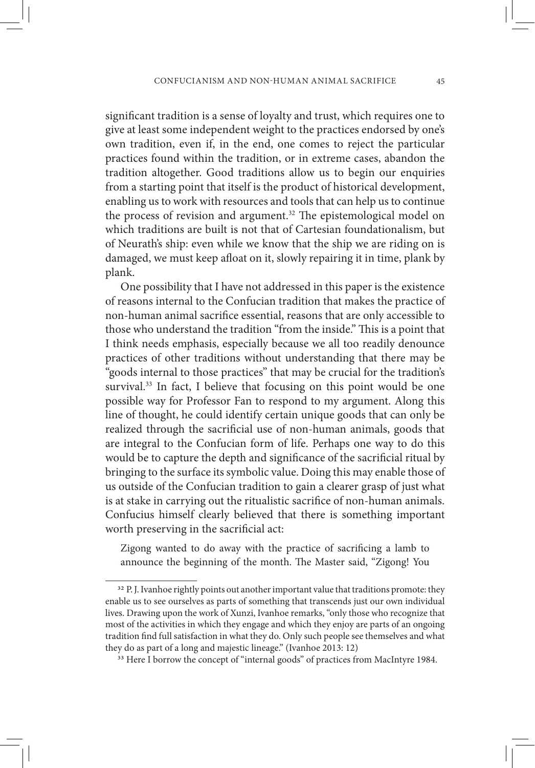significant tradition is a sense of loyalty and trust, which requires one to give at least some independent weight to the practices endorsed by one's own tradition, even if, in the end, one comes to reject the particular practices found within the tradition, or in extreme cases, abandon the tradition altogether. Good traditions allow us to begin our enquiries from a starting point that itself is the product of historical development, enabling us to work with resources and tools that can help us to continue the process of revision and argument.[32] The epistemological model on which traditions are built is not that of Cartesian foundationalism, but of Neurath's ship: even while we know that the ship we are riding on is damaged, we must keep afloat on it, slowly repairing it in time, plank by plank.

One possibility that I have not addressed in this paper is the existence of reasons internal to the Confucian tradition that makes the practice of non-human animal sacrifice essential, reasons that are only accessible to those who understand the tradition "from the inside." This is a point that I think needs emphasis, especially because we all too readily denounce practices of other traditions without understanding that there may be "goods internal to those practices" that may be crucial for the tradition's survival.[33] In fact, I believe that focusing on this point would be one possible way for Professor Fan to respond to my argument. Along this line of thought, he could identify certain unique goods that can only be realized through the sacrificial use of non-human animals, goods that are integral to the Confucian form of life. Perhaps one way to do this would be to capture the depth and significance of the sacrificial ritual by bringing to the surface its symbolic value. Doing this may enable those of us outside of the Confucian tradition to gain a clearer grasp of just what is at stake in carrying out the ritualistic sacrifice of non-human animals. Confucius himself clearly believed that there is something important worth preserving in the sacrificial act:

> Zigong wanted to do away with the practice of sacrificing a lamb to announce the beginning of the month. The Master said, "Zigong! You

---

[32] P. J. Ivanhoe rightly points out another important value that traditions promote: they enable us to see ourselves as parts of something that transcends just our own individual lives. Drawing upon the work of Xunzi, Ivanhoe remarks, "only those who recognize that most of the activities in which they engage and which they enjoy are parts of an ongoing tradition find full satisfaction in what they do. Only such people see themselves and what they do as part of a long and majestic lineage." (Ivanhoe 2013: 12)

[33] Here I borrow the concept of "internal goods" of practices from MacIntyre 1984.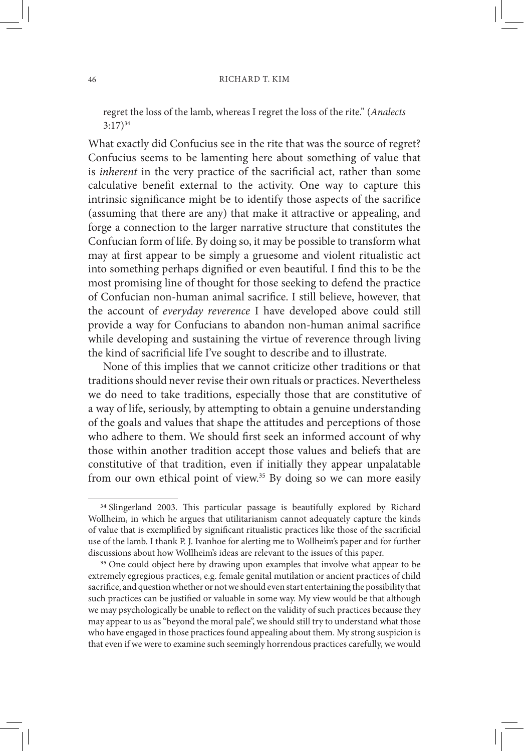regret the loss of the lamb, whereas I regret the loss of the rite." (*Analects* 3:17)[34]

What exactly did Confucius see in the rite that was the source of regret? Confucius seems to be lamenting here about something of value that is *inherent* in the very practice of the sacrificial act, rather than some calculative benefit external to the activity. One way to capture this intrinsic significance might be to identify those aspects of the sacrifice (assuming that there are any) that make it attractive or appealing, and forge a connection to the larger narrative structure that constitutes the Confucian form of life. By doing so, it may be possible to transform what may at first appear to be simply a gruesome and violent ritualistic act into something perhaps dignified or even beautiful. I find this to be the most promising line of thought for those seeking to defend the practice of Confucian non-human animal sacrifice. I still believe, however, that the account of *everyday reverence* I have developed above could still provide a way for Confucians to abandon non-human animal sacrifice while developing and sustaining the virtue of reverence through living the kind of sacrificial life I've sought to describe and to illustrate.

None of this implies that we cannot criticize other traditions or that traditions should never revise their own rituals or practices. Nevertheless we do need to take traditions, especially those that are constitutive of a way of life, seriously, by attempting to obtain a genuine understanding of the goals and values that shape the attitudes and perceptions of those who adhere to them. We should first seek an informed account of why those within another tradition accept those values and beliefs that are constitutive of that tradition, even if initially they appear unpalatable from our own ethical point of view.[35] By doing so we can more easily

---

[34] Slingerland 2003. This particular passage is beautifully explored by Richard Wollheim, in which he argues that utilitarianism cannot adequately capture the kinds of value that is exemplified by significant ritualistic practices like those of the sacrificial use of the lamb. I thank P. J. Ivanhoe for alerting me to Wollheim's paper and for further discussions about how Wollheim's ideas are relevant to the issues of this paper.

[35] One could object here by drawing upon examples that involve what appear to be extremely egregious practices, e.g. female genital mutilation or ancient practices of child sacrifice, and question whether or not we should even start entertaining the possibility that such practices can be justified or valuable in some way. My view would be that although we may psychologically be unable to reflect on the validity of such practices because they may appear to us as "beyond the moral pale", we should still try to understand what those who have engaged in those practices found appealing about them. My strong suspicion is that even if we were to examine such seemingly horrendous practices carefully, we would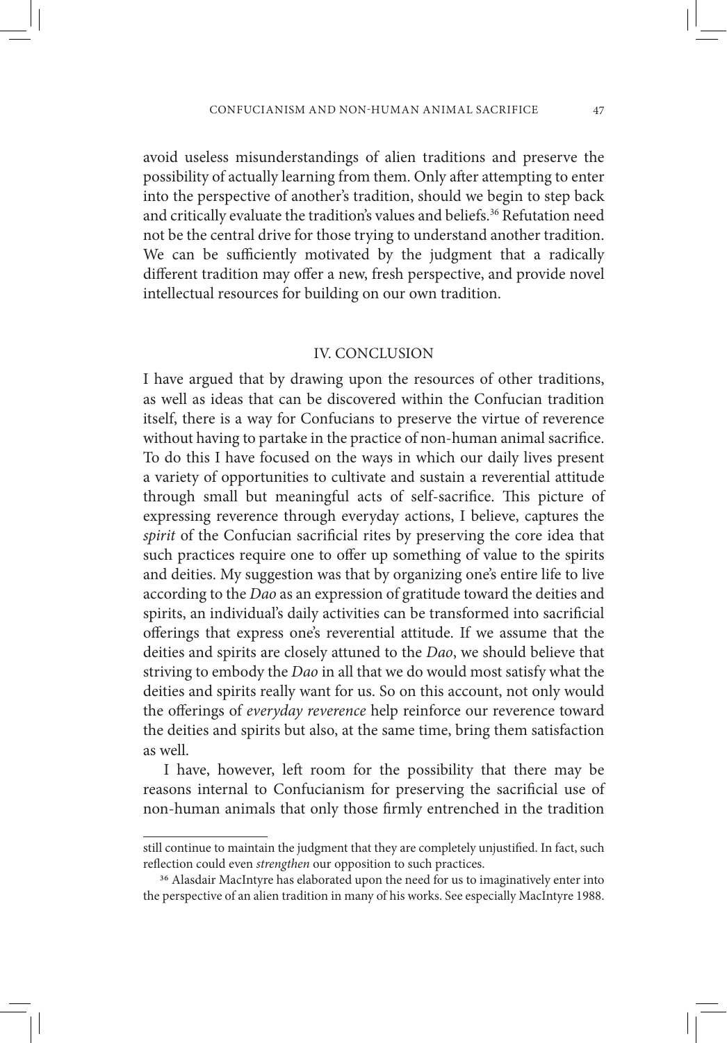avoid useless misunderstandings of alien traditions and preserve the possibility of actually learning from them. Only after attempting to enter into the perspective of another's tradition, should we begin to step back and critically evaluate the tradition's values and beliefs.[36] Refutation need not be the central drive for those trying to understand another tradition. We can be sufficiently motivated by the judgment that a radically different tradition may offer a new, fresh perspective, and provide novel intellectual resources for building on our own tradition.

## IV. CONCLUSION

I have argued that by drawing upon the resources of other traditions, as well as ideas that can be discovered within the Confucian tradition itself, there is a way for Confucians to preserve the virtue of reverence without having to partake in the practice of non-human animal sacrifice. To do this I have focused on the ways in which our daily lives present a variety of opportunities to cultivate and sustain a reverential attitude through small but meaningful acts of self-sacrifice. This picture of expressing reverence through everyday actions, I believe, captures the *spirit* of the Confucian sacrificial rites by preserving the core idea that such practices require one to offer up something of value to the spirits and deities. My suggestion was that by organizing one's entire life to live according to the *Dao* as an expression of gratitude toward the deities and spirits, an individual's daily activities can be transformed into sacrificial offerings that express one's reverential attitude. If we assume that the deities and spirits are closely attuned to the *Dao*, we should believe that striving to embody the *Dao* in all that we do would most satisfy what the deities and spirits really want for us. So on this account, not only would the offerings of *everyday reverence* help reinforce our reverence toward the deities and spirits but also, at the same time, bring them satisfaction as well.

I have, however, left room for the possibility that there may be reasons internal to Confucianism for preserving the sacrificial use of non-human animals that only those firmly entrenched in the tradition

still continue to maintain the judgment that they are completely unjustified. In fact, such reflection could even *strengthen* our opposition to such practices.

[36] Alasdair MacIntyre has elaborated upon the need for us to imaginatively enter into the perspective of an alien tradition in many of his works. See especially MacIntyre 1988.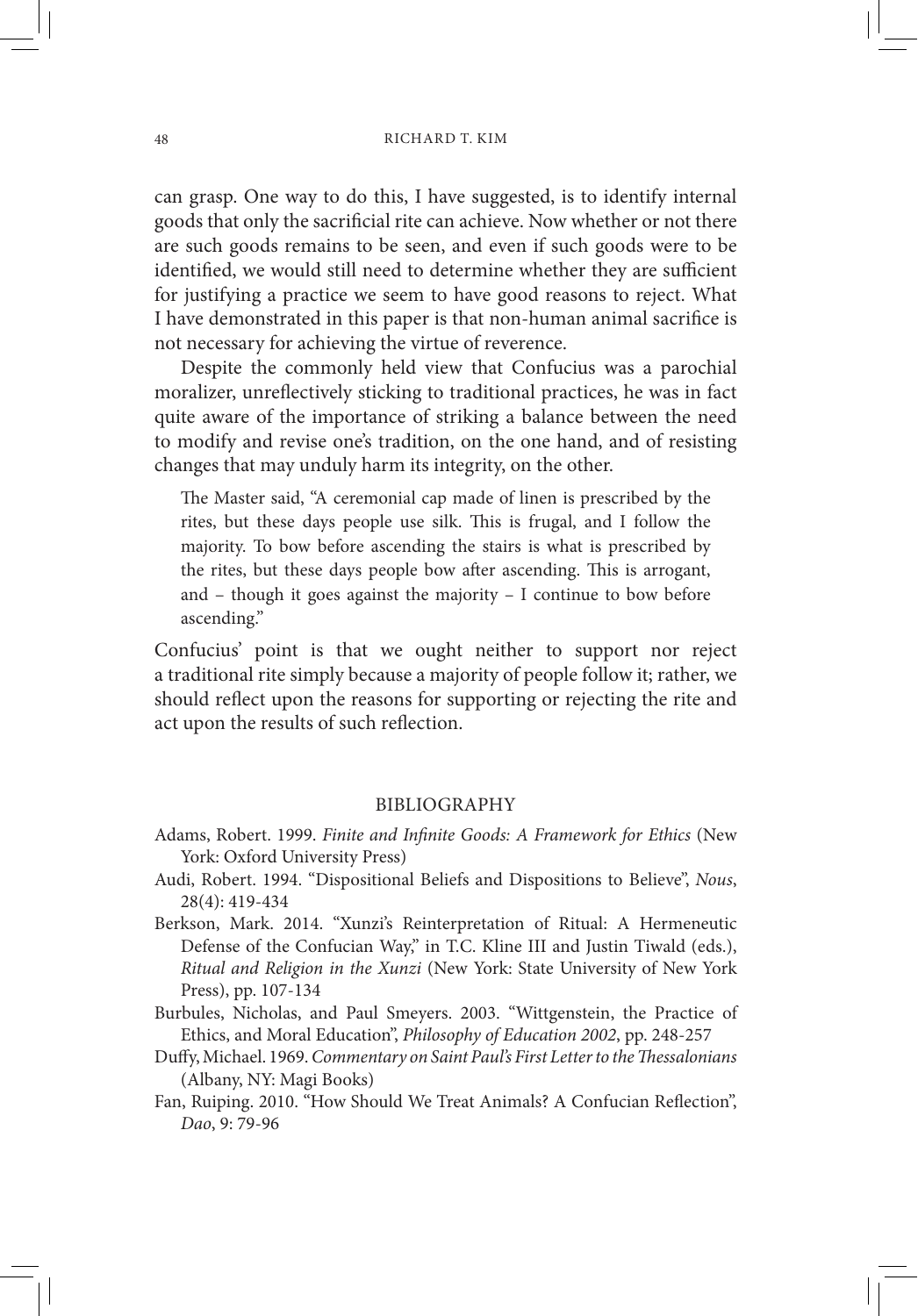can grasp. One way to do this, I have suggested, is to identify internal goods that only the sacrificial rite can achieve. Now whether or not there are such goods remains to be seen, and even if such goods were to be identified, we would still need to determine whether they are sufficient for justifying a practice we seem to have good reasons to reject. What I have demonstrated in this paper is that non-human animal sacrifice is not necessary for achieving the virtue of reverence.

Despite the commonly held view that Confucius was a parochial moralizer, unreflectively sticking to traditional practices, he was in fact quite aware of the importance of striking a balance between the need to modify and revise one's tradition, on the one hand, and of resisting changes that may unduly harm its integrity, on the other.

> The Master said, "A ceremonial cap made of linen is prescribed by the rites, but these days people use silk. This is frugal, and I follow the majority. To bow before ascending the stairs is what is prescribed by the rites, but these days people bow after ascending. This is arrogant, and – though it goes against the majority – I continue to bow before ascending."

Confucius' point is that we ought neither to support nor reject a traditional rite simply because a majority of people follow it; rather, we should reflect upon the reasons for supporting or rejecting the rite and act upon the results of such reflection.

## BIBLIOGRAPHY

Adams, Robert. 1999. *Finite and Infinite Goods: A Framework for Ethics* (New York: Oxford University Press)

Audi, Robert. 1994. "Dispositional Beliefs and Dispositions to Believe", *Nous*, 28(4): 419-434

Berkson, Mark. 2014. "Xunzi's Reinterpretation of Ritual: A Hermeneutic Defense of the Confucian Way," in T.C. Kline III and Justin Tiwald (eds.), *Ritual and Religion in the Xunzi* (New York: State University of New York Press), pp. 107-134

Burbules, Nicholas, and Paul Smeyers. 2003. "Wittgenstein, the Practice of Ethics, and Moral Education", *Philosophy of Education 2002*, pp. 248-257

Duffy, Michael. 1969. *Commentary on Saint Paul's First Letter to the Thessalonians* (Albany, NY: Magi Books)

Fan, Ruiping. 2010. "How Should We Treat Animals? A Confucian Reflection", *Dao*, 9: 79-96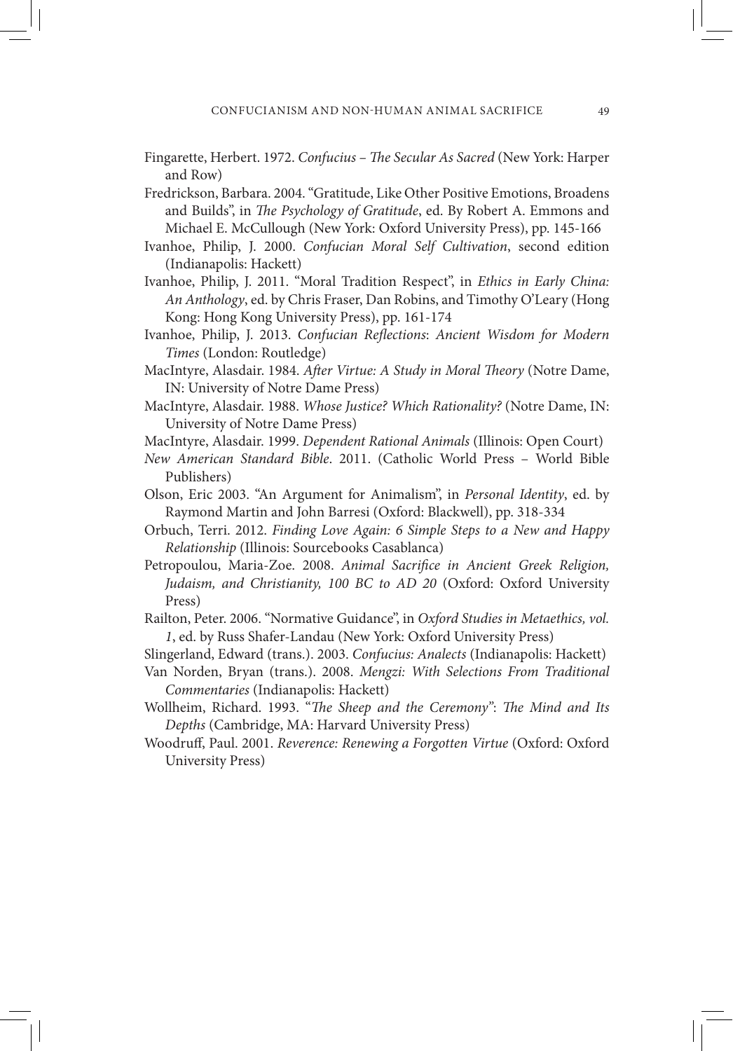Fingarette, Herbert. 1972. *Confucius – The Secular As Sacred* (New York: Harper and Row)

Fredrickson, Barbara. 2004. "Gratitude, Like Other Positive Emotions, Broadens and Builds", in *The Psychology of Gratitude*, ed. By Robert A. Emmons and Michael E. McCullough (New York: Oxford University Press), pp. 145-166

Ivanhoe, Philip, J. 2000. *Confucian Moral Self Cultivation*, second edition (Indianapolis: Hackett)

Ivanhoe, Philip, J. 2011. "Moral Tradition Respect", in *Ethics in Early China: An Anthology*, ed. by Chris Fraser, Dan Robins, and Timothy O'Leary (Hong Kong: Hong Kong University Press), pp. 161-174

Ivanhoe, Philip, J. 2013. *Confucian Reflections: Ancient Wisdom for Modern Times* (London: Routledge)

MacIntyre, Alasdair. 1984. *After Virtue: A Study in Moral Theory* (Notre Dame, IN: University of Notre Dame Press)

MacIntyre, Alasdair. 1988. *Whose Justice? Which Rationality?* (Notre Dame, IN: University of Notre Dame Press)

MacIntyre, Alasdair. 1999. *Dependent Rational Animals* (Illinois: Open Court)

*New American Standard Bible*. 2011. (Catholic World Press – World Bible Publishers)

Olson, Eric 2003. "An Argument for Animalism", in *Personal Identity*, ed. by Raymond Martin and John Barresi (Oxford: Blackwell), pp. 318-334

Orbuch, Terri. 2012. *Finding Love Again: 6 Simple Steps to a New and Happy Relationship* (Illinois: Sourcebooks Casablanca)

Petropoulou, Maria-Zoe. 2008. *Animal Sacrifice in Ancient Greek Religion, Judaism, and Christianity, 100 BC to AD 20* (Oxford: Oxford University Press)

Railton, Peter. 2006. "Normative Guidance", in *Oxford Studies in Metaethics, vol. 1*, ed. by Russ Shafer-Landau (New York: Oxford University Press)

Slingerland, Edward (trans.). 2003. *Confucius: Analects* (Indianapolis: Hackett)

Van Norden, Bryan (trans.). 2008. *Mengzi: With Selections From Traditional Commentaries* (Indianapolis: Hackett)

Wollheim, Richard. 1993. "*The Sheep and the Ceremony*": *The Mind and Its Depths* (Cambridge, MA: Harvard University Press)

Woodruff, Paul. 2001. *Reverence: Renewing a Forgotten Virtue* (Oxford: Oxford University Press)